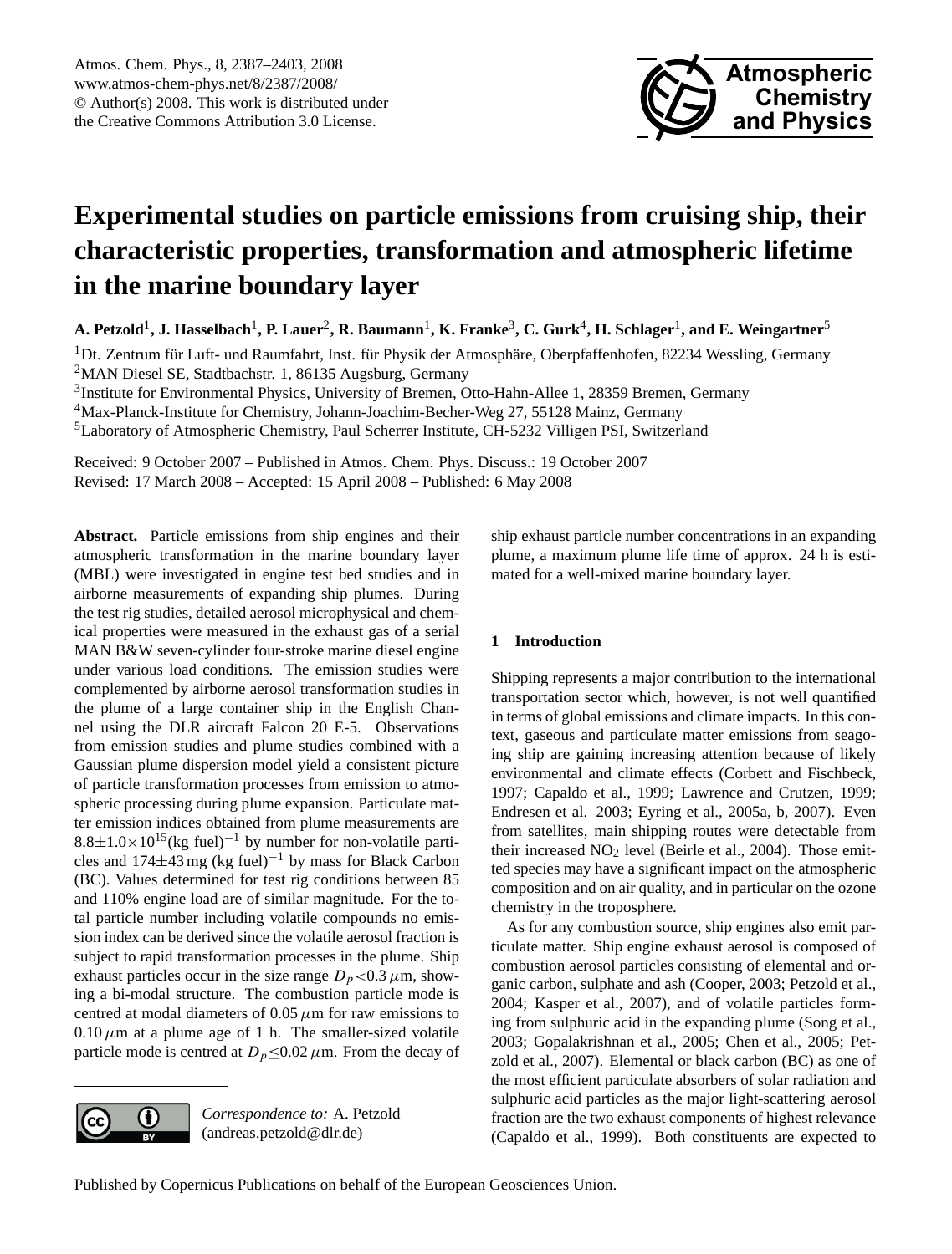# Experimental studies on particle emissions from cruising ship, their characteristic properties, transformation and atmospheric lifetime in the marine boundary layer

**A. Petzold[1], J. Hasselbach[1], P. Lauer[2], R. Baumann[1], K. Franke[3], C. Gurk[4], H. Schlager[1], and E. Weingartner[5]**

[1]Dt. Zentrum für Luft- und Raumfahrt, Inst. für Physik der Atmosphäre, Oberpfaffenhofen, 82234 Wessling, Germany
[2]MAN Diesel SE, Stadtbachstr. 1, 86135 Augsburg, Germany
[3]Institute for Environmental Physics, University of Bremen, Otto-Hahn-Allee 1, 28359 Bremen, Germany
[4]Max-Planck-Institute for Chemistry, Johann-Joachim-Becher-Weg 27, 55128 Mainz, Germany
[5]Laboratory of Atmospheric Chemistry, Paul Scherrer Institute, CH-5232 Villigen PSI, Switzerland

Received: 9 October 2007 – Published in Atmos. Chem. Phys. Discuss.: 19 October 2007
Revised: 17 March 2008 – Accepted: 15 April 2008 – Published: 6 May 2008

**Abstract.** Particle emissions from ship engines and their atmospheric transformation in the marine boundary layer (MBL) were investigated in engine test bed studies and in airborne measurements of expanding ship plumes. During the test rig studies, detailed aerosol microphysical and chemical properties were measured in the exhaust gas of a serial MAN B&W seven-cylinder four-stroke marine diesel engine under various load conditions. The emission studies were complemented by airborne aerosol transformation studies in the plume of a large container ship in the English Channel using the DLR aircraft Falcon 20 E-5. Observations from emission studies and plume studies combined with a Gaussian plume dispersion model yield a consistent picture of particle transformation processes from emission to atmospheric processing during plume expansion. Particulate matter emission indices obtained from plume measurements are $8.8\pm1.0\times10^{15}$(kg fuel)$^{-1}$ by number for non-volatile particles and $174\pm43$ mg (kg fuel)$^{-1}$ by mass for Black Carbon (BC). Values determined for test rig conditions between 85 and 110% engine load are of similar magnitude. For the total particle number including volatile compounds no emission index can be derived since the volatile aerosol fraction is subject to rapid transformation processes in the plume. Ship exhaust particles occur in the size range $D_p<0.3\,\mu$m, showing a bi-modal structure. The combustion particle mode is centred at modal diameters of $0.05\,\mu$m for raw emissions to $0.10\,\mu$m at a plume age of 1 h. The smaller-sized volatile particle mode is centred at $D_p\leq0.02\,\mu$m. From the decay of ship exhaust particle number concentrations in an expanding plume, a maximum plume life time of approx. 24 h is estimated for a well-mixed marine boundary layer.

*Correspondence to:* A. Petzold (andreas.petzold@dlr.de)

## 1 Introduction

Shipping represents a major contribution to the international transportation sector which, however, is not well quantified in terms of global emissions and climate impacts. In this context, gaseous and particulate matter emissions from seagoing ship are gaining increasing attention because of likely environmental and climate effects (Corbett and Fischbeck, 1997; Capaldo et al., 1999; Lawrence and Crutzen, 1999; Endresen et al. 2003; Eyring et al., 2005a, b, 2007). Even from satellites, main shipping routes were detectable from their increased $NO_2$ level (Beirle et al., 2004). Those emitted species may have a significant impact on the atmospheric composition and on air quality, and in particular on the ozone chemistry in the troposphere.

As for any combustion source, ship engines also emit particulate matter. Ship engine exhaust aerosol is composed of combustion aerosol particles consisting of elemental and organic carbon, sulphate and ash (Cooper, 2003; Petzold et al., 2004; Kasper et al., 2007), and of volatile particles forming from sulphuric acid in the expanding plume (Song et al., 2003; Gopalakrishnan et al., 2005; Chen et al., 2005; Petzold et al., 2007). Elemental or black carbon (BC) as one of the most efficient particulate absorbers of solar radiation and sulphuric acid particles as the major light-scattering aerosol fraction are the two exhaust components of highest relevance (Capaldo et al., 1999). Both constituents are expected to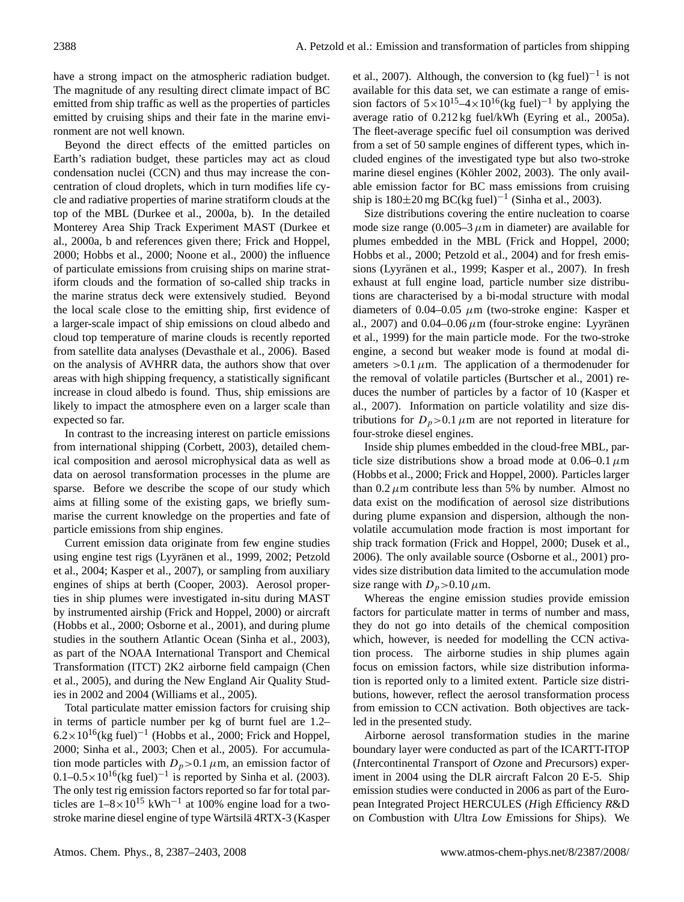have a strong impact on the atmospheric radiation budget. The magnitude of any resulting direct climate impact of BC emitted from ship traffic as well as the properties of particles emitted by cruising ships and their fate in the marine environment are not well known.

Beyond the direct effects of the emitted particles on Earth's radiation budget, these particles may act as cloud condensation nuclei (CCN) and thus may increase the concentration of cloud droplets, which in turn modifies life cycle and radiative properties of marine stratiform clouds at the top of the MBL (Durkee et al., 2000a, b). In the detailed Monterey Area Ship Track Experiment MAST (Durkee et al., 2000a, b and references given there; Frick and Hoppel, 2000; Hobbs et al., 2000; Noone et al., 2000) the influence of particulate emissions from cruising ships on marine stratiform clouds and the formation of so-called ship tracks in the marine stratus deck were extensively studied. Beyond the local scale close to the emitting ship, first evidence of a larger-scale impact of ship emissions on cloud albedo and cloud top temperature of marine clouds is recently reported from satellite data analyses (Devasthale et al., 2006). Based on the analysis of AVHRR data, the authors show that over areas with high shipping frequency, a statistically significant increase in cloud albedo is found. Thus, ship emissions are likely to impact the atmosphere even on a larger scale than expected so far.

In contrast to the increasing interest on particle emissions from international shipping (Corbett, 2003), detailed chemical composition and aerosol microphysical data as well as data on aerosol transformation processes in the plume are sparse. Before we describe the scope of our study which aims at filling some of the existing gaps, we briefly summarise the current knowledge on the properties and fate of particle emissions from ship engines.

Current emission data originate from few engine studies using engine test rigs (Lyyränen et al., 1999, 2002; Petzold et al., 2004; Kasper et al., 2007), or sampling from auxiliary engines of ships at berth (Cooper, 2003). Aerosol properties in ship plumes were investigated in-situ during MAST by instrumented airship (Frick and Hoppel, 2000) or aircraft (Hobbs et al., 2000; Osborne et al., 2001), and during plume studies in the southern Atlantic Ocean (Sinha et al., 2003), as part of the NOAA International Transport and Chemical Transformation (ITCT) 2K2 airborne field campaign (Chen et al., 2005), and during the New England Air Quality Studies in 2002 and 2004 (Williams et al., 2005).

Total particulate matter emission factors for cruising ship in terms of particle number per kg of burnt fuel are 1.2–$6.2\times10^{16}$(kg fuel)$^{-1}$ (Hobbs et al., 2000; Frick and Hoppel, 2000; Sinha et al., 2003; Chen et al., 2005). For accumulation mode particles with $D_p>0.1\,\mu$m, an emission factor of 0.1–$0.5\times10^{16}$(kg fuel)$^{-1}$ is reported by Sinha et al. (2003). The only test rig emission factors reported so far for total particles are 1–$8\times10^{15}$ kWh$^{-1}$ at 100% engine load for a two-stroke marine diesel engine of type Wärtsilä 4RTX-3 (Kasper et al., 2007). Although, the conversion to (kg fuel)$^{-1}$ is not available for this data set, we can estimate a range of emission factors of $5\times10^{15}$–$4\times10^{16}$(kg fuel)$^{-1}$ by applying the average ratio of 0.212 kg fuel/kWh (Eyring et al., 2005a). The fleet-average specific fuel oil consumption was derived from a set of 50 sample engines of different types, which included engines of the investigated type but also two-stroke marine diesel engines (Köhler 2002, 2003). The only available emission factor for BC mass emissions from cruising ship is $180\pm20$ mg BC(kg fuel)$^{-1}$ (Sinha et al., 2003).

Size distributions covering the entire nucleation to coarse mode size range (0.005–3 $\mu$m in diameter) are available for plumes embedded in the MBL (Frick and Hoppel, 2000; Hobbs et al., 2000; Petzold et al., 2004) and for fresh emissions (Lyyränen et al., 1999; Kasper et al., 2007). In fresh exhaust at full engine load, particle number size distributions are characterised by a bi-modal structure with modal diameters of 0.04–0.05 $\mu$m (two-stroke engine: Kasper et al., 2007) and 0.04–0.06 $\mu$m (four-stroke engine: Lyyränen et al., 1999) for the main particle mode. For the two-stroke engine, a second but weaker mode is found at modal diameters $>0.1\,\mu$m. The application of a thermodenuder for the removal of volatile particles (Burtscher et al., 2001) reduces the number of particles by a factor of 10 (Kasper et al., 2007). Information on particle volatility and size distributions for $D_p>0.1\,\mu$m are not reported in literature for four-stroke diesel engines.

Inside ship plumes embedded in the cloud-free MBL, particle size distributions show a broad mode at 0.06–0.1 $\mu$m (Hobbs et al., 2000; Frick and Hoppel, 2000). Particles larger than 0.2 $\mu$m contribute less than 5% by number. Almost no data exist on the modification of aerosol size distributions during plume expansion and dispersion, although the non-volatile accumulation mode fraction is most important for ship track formation (Frick and Hoppel, 2000; Dusek et al., 2006). The only available source (Osborne et al., 2001) provides size distribution data limited to the accumulation mode size range with $D_p>0.10\,\mu$m.

Whereas the engine emission studies provide emission factors for particulate matter in terms of number and mass, they do not go into details of the chemical composition which, however, is needed for modelling the CCN activation process. The airborne studies in ship plumes again focus on emission factors, while size distribution information is reported only to a limited extent. Particle size distributions, however, reflect the aerosol transformation process from emission to CCN activation. Both objectives are tackled in the presented study.

Airborne aerosol transformation studies in the marine boundary layer were conducted as part of the ICARTT-ITOP (*I*ntercontinental *T*ransport of *O*zone and *P*recursors) experiment in 2004 using the DLR aircraft Falcon 20 E-5. Ship emission studies were conducted in 2006 as part of the European Integrated Project HERCULES (*H*igh *E*fficiency *R*&D on *C*ombustion with *U*ltra *L*ow *E*missions for *S*hips). We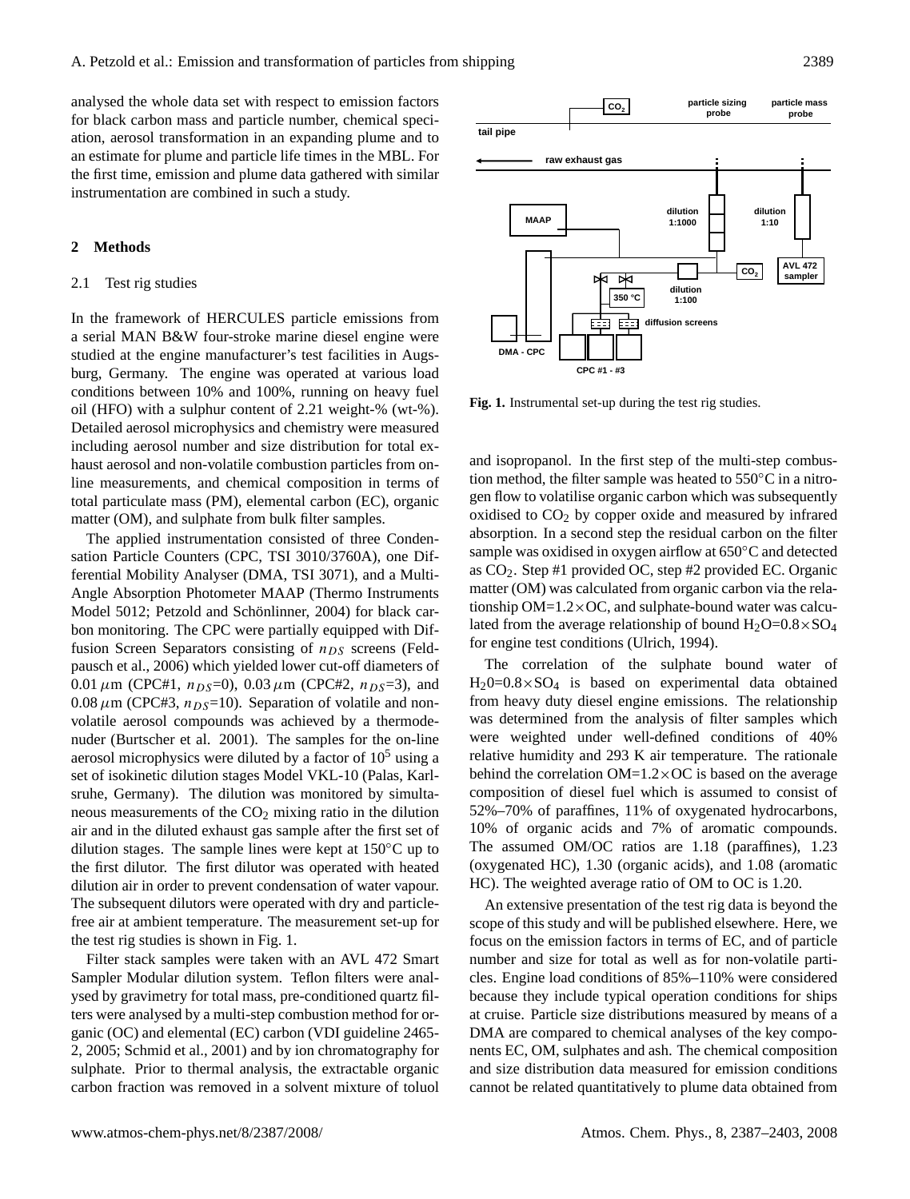analysed the whole data set with respect to emission factors for black carbon mass and particle number, chemical speciation, aerosol transformation in an expanding plume and to an estimate for plume and particle life times in the MBL. For the first time, emission and plume data gathered with similar instrumentation are combined in such a study.

## 2 Methods

### 2.1 Test rig studies

In the framework of HERCULES particle emissions from a serial MAN B&W four-stroke marine diesel engine were studied at the engine manufacturer's test facilities in Augsburg, Germany. The engine was operated at various load conditions between 10% and 100%, running on heavy fuel oil (HFO) with a sulphur content of 2.21 weight-% (wt-%). Detailed aerosol microphysics and chemistry were measured including aerosol number and size distribution for total exhaust aerosol and non-volatile combustion particles from on-line measurements, and chemical composition in terms of total particulate mass (PM), elemental carbon (EC), organic matter (OM), and sulphate from bulk filter samples.

The applied instrumentation consisted of three Condensation Particle Counters (CPC, TSI 3010/3760A), one Differential Mobility Analyser (DMA, TSI 3071), and a Multi-Angle Absorption Photometer MAAP (Thermo Instruments Model 5012; Petzold and Schönlinner, 2004) for black carbon monitoring. The CPC were partially equipped with Diffusion Screen Separators consisting of $n_{DS}$ screens (Feldpausch et al., 2006) which yielded lower cut-off diameters of 0.01 $\mu$m (CPC#1, $n_{DS}$=0), 0.03 $\mu$m (CPC#2, $n_{DS}$=3), and 0.08 $\mu$m (CPC#3, $n_{DS}$=10). Separation of volatile and non-volatile aerosol compounds was achieved by a thermodenuder (Burtscher et al. 2001). The samples for the on-line aerosol microphysics were diluted by a factor of $10^5$ using a set of isokinetic dilution stages Model VKL-10 (Palas, Karlsruhe, Germany). The dilution was monitored by simultaneous measurements of the $CO_2$ mixing ratio in the dilution air and in the diluted exhaust gas sample after the first set of dilution stages. The sample lines were kept at 150°C up to the first dilutor. The first dilutor was operated with heated dilution air in order to prevent condensation of water vapour. The subsequent dilutors were operated with dry and particle-free air at ambient temperature. The measurement set-up for the test rig studies is shown in Fig. 1.

Filter stack samples were taken with an AVL 472 Smart Sampler Modular dilution system. Teflon filters were analysed by gravimetry for total mass, pre-conditioned quartz filters were analysed by a multi-step combustion method for organic (OC) and elemental (EC) carbon (VDI guideline 2465-2, 2005; Schmid et al., 2001) and by ion chromatography for sulphate. Prior to thermal analysis, the extractable organic carbon fraction was removed in a solvent mixture of toluol and isopropanol. In the first step of the multi-step combustion method, the filter sample was heated to 550°C in a nitrogen flow to volatilise organic carbon which was subsequently oxidised to $CO_2$ by copper oxide and measured by infrared absorption. In a second step the residual carbon on the filter sample was oxidised in oxygen airflow at 650°C and detected as $CO_2$. Step #1 provided OC, step #2 provided EC. Organic matter (OM) was calculated from organic carbon via the relationship OM=1.2×OC, and sulphate-bound water was calculated from the average relationship of bound $H_2O=0.8\times SO_4$ for engine test conditions (Ulrich, 1994).

Fig. 1. Instrumental set-up during the test rig studies.

The correlation of the sulphate bound water of $H_20=0.8\times SO_4$ is based on experimental data obtained from heavy duty diesel engine emissions. The relationship was determined from the analysis of filter samples which were weighted under well-defined conditions of 40% relative humidity and 293 K air temperature. The rationale behind the correlation OM=1.2×OC is based on the average composition of diesel fuel which is assumed to consist of 52%–70% of paraffines, 11% of oxygenated hydrocarbons, 10% of organic acids and 7% of aromatic compounds. The assumed OM/OC ratios are 1.18 (paraffines), 1.23 (oxygenated HC), 1.30 (organic acids), and 1.08 (aromatic HC). The weighted average ratio of OM to OC is 1.20.

An extensive presentation of the test rig data is beyond the scope of this study and will be published elsewhere. Here, we focus on the emission factors in terms of EC, and of particle number and size for total as well as for non-volatile particles. Engine load conditions of 85%–110% were considered because they include typical operation conditions for ships at cruise. Particle size distributions measured by means of a DMA are compared to chemical analyses of the key components EC, OM, sulphates and ash. The chemical composition and size distribution data measured for emission conditions cannot be related quantitatively to plume data obtained from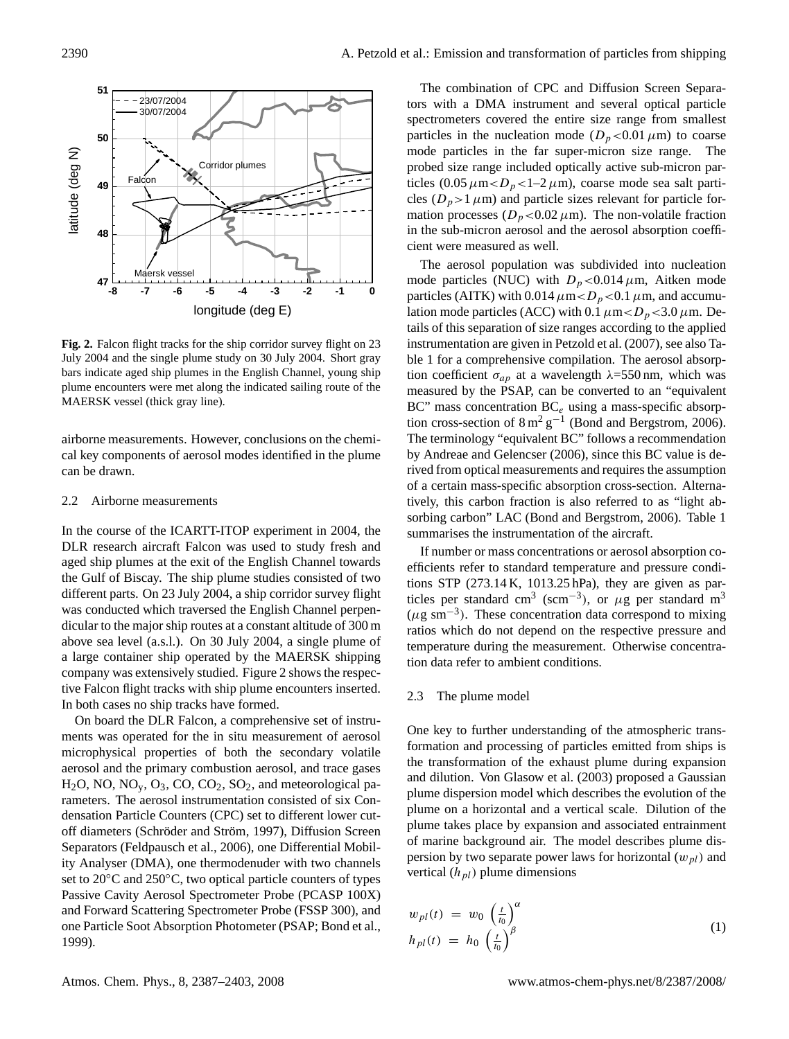**Fig. 2.** Falcon flight tracks for the ship corridor survey flight on 23 July 2004 and the single plume study on 30 July 2004. Short gray bars indicate aged ship plumes in the English Channel, young ship plume encounters were met along the indicated sailing route of the MAERSK vessel (thick gray line).

airborne measurements. However, conclusions on the chemical key components of aerosol modes identified in the plume can be drawn.

### 2.2 Airborne measurements

In the course of the ICARTT-ITOP experiment in 2004, the DLR research aircraft Falcon was used to study fresh and aged ship plumes at the exit of the English Channel towards the Gulf of Biscay. The ship plume studies consisted of two different parts. On 23 July 2004, a ship corridor survey flight was conducted which traversed the English Channel perpendicular to the major ship routes at a constant altitude of 300 m above sea level (a.s.l.). On 30 July 2004, a single plume of a large container ship operated by the MAERSK shipping company was extensively studied. Figure 2 shows the respective Falcon flight tracks with ship plume encounters inserted. In both cases no ship tracks have formed.

On board the DLR Falcon, a comprehensive set of instruments was operated for the in situ measurement of aerosol microphysical properties of both the secondary volatile aerosol and the primary combustion aerosol, and trace gases $H_2O$, NO, $NO_y$, $O_3$, CO, $CO_2$, $SO_2$, and meteorological parameters. The aerosol instrumentation consisted of six Condensation Particle Counters (CPC) set to different lower cut-off diameters (Schröder and Ström, 1997), Diffusion Screen Separators (Feldpausch et al., 2006), one Differential Mobility Analyser (DMA), one thermodenuder with two channels set to 20°C and 250°C, two optical particle counters of types Passive Cavity Aerosol Spectrometer Probe (PCASP 100X) and Forward Scattering Spectrometer Probe (FSSP 300), and one Particle Soot Absorption Photometer (PSAP; Bond et al., 1999).

The combination of CPC and Diffusion Screen Separators with a DMA instrument and several optical particle spectrometers covered the entire size range from smallest particles in the nucleation mode ($D_p$<0.01 $\mu$m) to coarse mode particles in the far super-micron size range. The probed size range included optically active sub-micron particles (0.05 $\mu$m<$D_p$<1–2 $\mu$m), coarse mode sea salt particles ($D_p$>1 $\mu$m) and particle sizes relevant for particle formation processes ($D_p$<0.02 $\mu$m). The non-volatile fraction in the sub-micron aerosol and the aerosol absorption coefficient were measured as well.

The aerosol population was subdivided into nucleation mode particles (NUC) with $D_p$<0.014 $\mu$m, Aitken mode particles (AITK) with 0.014 $\mu$m<$D_p$<0.1 $\mu$m, and accumulation mode particles (ACC) with 0.1 $\mu$m<$D_p$<3.0 $\mu$m. Details of this separation of size ranges according to the applied instrumentation are given in Petzold et al. (2007), see also Table 1 for a comprehensive compilation. The aerosol absorption coefficient $\sigma_{ap}$ at a wavelength $\lambda$=550 nm, which was measured by the PSAP, can be converted to an "equivalent BC" mass concentration $BC_e$ using a mass-specific absorption cross-section of 8 $m^2$ $g^{-1}$ (Bond and Bergstrom, 2006). The terminology "equivalent BC" follows a recommendation by Andreae and Gelencser (2006), since this BC value is derived from optical measurements and requires the assumption of a certain mass-specific absorption cross-section. Alternatively, this carbon fraction is also referred to as "light absorbing carbon" LAC (Bond and Bergstrom, 2006). Table 1 summarises the instrumentation of the aircraft.

If number or mass concentrations or aerosol absorption coefficients refer to standard temperature and pressure conditions STP (273.14 K, 1013.25 hPa), they are given as particles per standard $cm^3$ ($scm^{-3}$), or $\mu$g per standard $m^3$ ($\mu g\ sm^{-3}$). These concentration data correspond to mixing ratios which do not depend on the respective pressure and temperature during the measurement. Otherwise concentration data refer to ambient conditions.

### 2.3 The plume model

One key to further understanding of the atmospheric transformation and processing of particles emitted from ships is the transformation of the exhaust plume during expansion and dilution. Von Glasow et al. (2003) proposed a Gaussian plume dispersion model which describes the evolution of the plume on a horizontal and a vertical scale. Dilution of the plume takes place by expansion and associated entrainment of marine background air. The model describes plume dispersion by two separate power laws for horizontal ($w_{pl}$) and vertical ($h_{pl}$) plume dimensions

$$
\begin{aligned}
w_{pl}(t) &= w_0 \left(\frac{t}{t_0}\right)^{\alpha} \\
h_{pl}(t) &= h_0 \left(\frac{t}{t_0}\right)^{\beta}
\end{aligned}
\qquad (1)
$$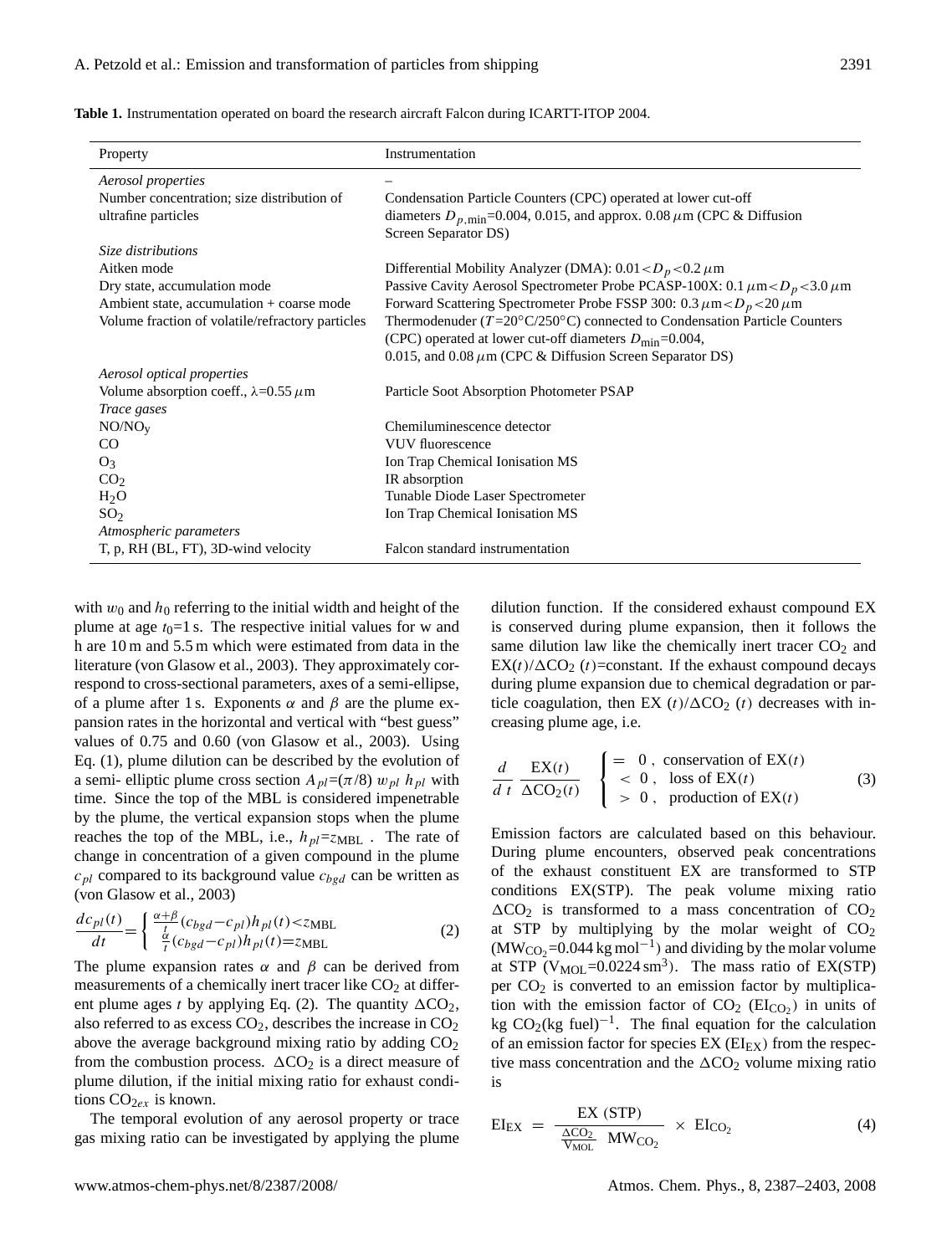**Table 1.** Instrumentation operated on board the research aircraft Falcon during ICARTT-ITOP 2004.

| Property | Instrumentation |
|---|---|
| *Aerosol properties* | – |
| Number concentration; size distribution of ultrafine particles | Condensation Particle Counters (CPC) operated at lower cut-off diameters $D_{p,\min}$=0.004, 0.015, and approx. 0.08 $\mu$m (CPC & Diffusion Screen Separator DS) |
| *Size distributions* | |
| Aitken mode | Differential Mobility Analyzer (DMA): $0.01<D_p<0.2\,\mu$m |
| Dry state, accumulation mode | Passive Cavity Aerosol Spectrometer Probe PCASP-100X: $0.1\,\mu\text{m}<D_p<3.0\,\mu$m |
| Ambient state, accumulation + coarse mode | Forward Scattering Spectrometer Probe FSSP 300: $0.3\,\mu\text{m}<D_p<20\,\mu$m |
| Volume fraction of volatile/refractory particles | Thermodenuder ($T$=20°C/250°C) connected to Condensation Particle Counters (CPC) operated at lower cut-off diameters $D_{\min}$=0.004, 0.015, and 0.08 $\mu$m (CPC & Diffusion Screen Separator DS) |
| *Aerosol optical properties* | |
| Volume absorption coeff., $\lambda$=0.55 $\mu$m | Particle Soot Absorption Photometer PSAP |
| *Trace gases* | |
| $NO/NO_y$ | Chemiluminescence detector |
| CO | VUV fluorescence |
| $O_3$ | Ion Trap Chemical Ionisation MS |
| $CO_2$ | IR absorption |
| $H_2O$ | Tunable Diode Laser Spectrometer |
| $SO_2$ | Ion Trap Chemical Ionisation MS |
| *Atmospheric parameters* | |
| T, p, RH (BL, FT), 3D-wind velocity | Falcon standard instrumentation |

with $w_0$ and $h_0$ referring to the initial width and height of the plume at age $t_0$=1 s. The respective initial values for w and h are 10 m and 5.5 m which were estimated from data in the literature (von Glasow et al., 2003). They approximately correspond to cross-sectional parameters, axes of a semi-ellipse, of a plume after 1 s. Exponents $\alpha$ and $\beta$ are the plume expansion rates in the horizontal and vertical with "best guess" values of 0.75 and 0.60 (von Glasow et al., 2003). Using Eq. (1), plume dilution can be described by the evolution of a semi- elliptic plume cross section $A_{pl}=(\pi/8)\,w_{pl}\,h_{pl}$ with time. Since the top of the MBL is considered impenetrable by the plume, the vertical expansion stops when the plume reaches the top of the MBL, i.e., $h_{pl}=z_{\text{MBL}}$ . The rate of change in concentration of a given compound in the plume $c_{pl}$ compared to its background value $c_{bgd}$ can be written as (von Glasow et al., 2003)

$$\frac{dc_{pl}(t)}{dt}=\begin{cases}\frac{\alpha+\beta}{t}(c_{bgd}-c_{pl})h_{pl}(t)<z_{\text{MBL}}\\ \frac{\alpha}{t}(c_{bgd}-c_{pl})h_{pl}(t)=z_{\text{MBL}}\end{cases}\tag{2}$$

The plume expansion rates $\alpha$ and $\beta$ can be derived from measurements of a chemically inert tracer like $CO_2$ at different plume ages $t$ by applying Eq. (2). The quantity $\Delta CO_2$, also referred to as excess $CO_2$, describes the increase in $CO_2$ above the average background mixing ratio by adding $CO_2$ from the combustion process. $\Delta CO_2$ is a direct measure of plume dilution, if the initial mixing ratio for exhaust conditions $CO_{2ex}$ is known.

The temporal evolution of any aerosol property or trace gas mixing ratio can be investigated by applying the plume dilution function. If the considered exhaust compound EX is conserved during plume expansion, then it follows the same dilution law like the chemically inert tracer $CO_2$ and $\text{EX}(t)/\Delta CO_2\,(t)$=constant. If the exhaust compound decays during plume expansion due to chemical degradation or particle coagulation, then $\text{EX}\,(t)/\Delta CO_2\,(t)$ decreases with increasing plume age, i.e.

$$\frac{d}{d\,t}\,\frac{\text{EX}(t)}{\Delta\text{CO}_2(t)}\quad\begin{cases}=\;0\;,\;\text{conservation of EX}(t)\\ <\;0\;,\;\text{loss of EX}(t)\\ >\;0\;,\;\text{production of EX}(t)\end{cases}\tag{3}$$

Emission factors are calculated based on this behaviour. During plume encounters, observed peak concentrations of the exhaust constituent EX are transformed to STP conditions EX(STP). The peak volume mixing ratio $\Delta CO_2$ is transformed to a mass concentration of $CO_2$ at STP by multiplying by the molar weight of $CO_2$ ($\text{MW}_{CO_2}$=0.044 kg mol$^{-1}$) and dividing by the molar volume at STP ($\text{V}_{\text{MOL}}$=0.0224 sm$^3$). The mass ratio of EX(STP) per $CO_2$ is converted to an emission factor by multiplication with the emission factor of $CO_2$ ($\text{EI}_{CO_2}$) in units of kg $CO_2$(kg fuel)$^{-1}$. The final equation for the calculation of an emission factor for species EX ($\text{EI}_{\text{EX}}$) from the respective mass concentration and the $\Delta CO_2$ volume mixing ratio is

$$\text{EI}_{\text{EX}}\;=\;\frac{\text{EX (STP)}}{\frac{\Delta\text{CO}_2}{\text{V}_{\text{MOL}}}\;\;\text{MW}_{\text{CO}_2}}\;\times\;\text{EI}_{\text{CO}_2}\tag{4}$$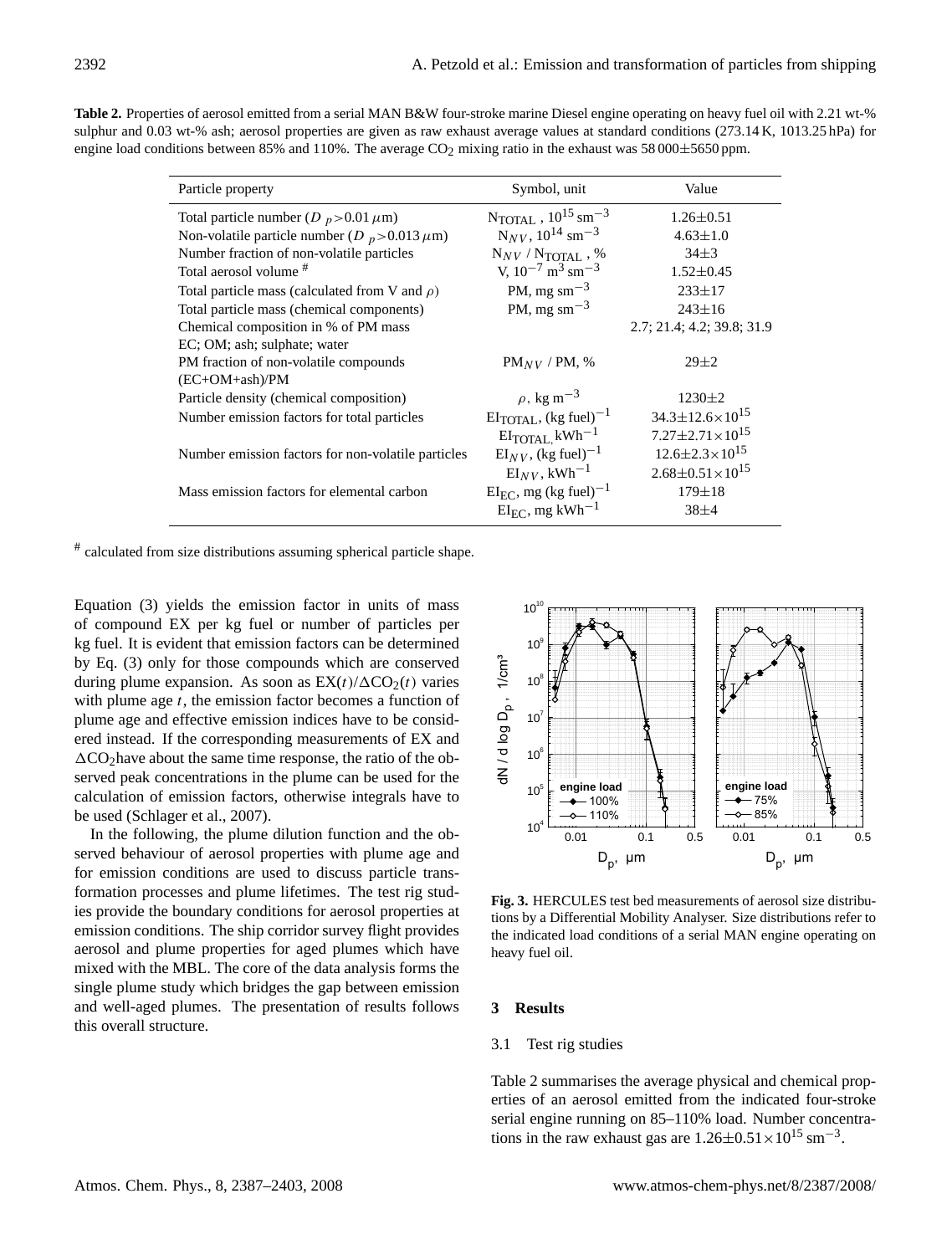**Table 2.** Properties of aerosol emitted from a serial MAN B&W four-stroke marine Diesel engine operating on heavy fuel oil with 2.21 wt-% sulphur and 0.03 wt-% ash; aerosol properties are given as raw exhaust average values at standard conditions (273.14 K, 1013.25 hPa) for engine load conditions between 85% and 110%. The average $CO_2$ mixing ratio in the exhaust was 58 000±5650 ppm.

| Particle property | Symbol, unit | Value |
|---|---|---|
| Total particle number ($D_p>0.01\,\mu$m) | $N_{TOTAL}$, $10^{15}$ sm$^{-3}$ | 1.26±0.51 |
| Non-volatile particle number ($D_p>0.013\,\mu$m) | $N_{NV}$, $10^{14}$ sm$^{-3}$ | 4.63±1.0 |
| Number fraction of non-volatile particles | $N_{NV}$ / $N_{TOTAL}$, % | 34±3 |
| Total aerosol volume # | V, $10^{-7}$ m$^3$ sm$^{-3}$ | 1.52±0.45 |
| Total particle mass (calculated from V and $\rho$) | PM, mg sm$^{-3}$ | 233±17 |
| Total particle mass (chemical components) | PM, mg sm$^{-3}$ | 243±16 |
| Chemical composition in % of PM mass EC; OM; ash; sulphate; water | | 2.7; 21.4; 4.2; 39.8; 31.9 |
| PM fraction of non-volatile compounds (EC+OM+ash)/PM | $PM_{NV}$ / PM, % | 29±2 |
| Particle density (chemical composition) | $\rho$, kg m$^{-3}$ | 1230±2 |
| Number emission factors for total particles | $EI_{TOTAL}$, (kg fuel)$^{-1}$ | $34.3\pm12.6\times10^{15}$ |
| | $EI_{TOTAL}$, kWh$^{-1}$ | $7.27\pm2.71\times10^{15}$ |
| Number emission factors for non-volatile particles | $EI_{NV}$, (kg fuel)$^{-1}$ | $12.6\pm2.3\times10^{15}$ |
| | $EI_{NV}$, kWh$^{-1}$ | $2.68\pm0.51\times10^{15}$ |
| Mass emission factors for elemental carbon | $EI_{EC}$, mg (kg fuel)$^{-1}$ | 179±18 |
| | $EI_{EC}$, mg kWh$^{-1}$ | 38±4 |

# calculated from size distributions assuming spherical particle shape.

Equation (3) yields the emission factor in units of mass of compound EX per kg fuel or number of particles per kg fuel. It is evident that emission factors can be determined by Eq. (3) only for those compounds which are conserved during plume expansion. As soon as $EX(t)/\Delta CO_2(t)$ varies with plume age $t$, the emission factor becomes a function of plume age and effective emission indices have to be considered instead. If the corresponding measurements of EX and $\Delta CO_2$have about the same time response, the ratio of the observed peak concentrations in the plume can be used for the calculation of emission factors, otherwise integrals have to be used (Schlager et al., 2007).

In the following, the plume dilution function and the observed behaviour of aerosol properties with plume age and for emission conditions are used to discuss particle transformation processes and plume lifetimes. The test rig studies provide the boundary conditions for aerosol properties at emission conditions. The ship corridor survey flight provides aerosol and plume properties for aged plumes which have mixed with the MBL. The core of the data analysis forms the single plume study which bridges the gap between emission and well-aged plumes. The presentation of results follows this overall structure.

**Fig. 3.** HERCULES test bed measurements of aerosol size distributions by a Differential Mobility Analyser. Size distributions refer to the indicated load conditions of a serial MAN engine operating on heavy fuel oil.

## 3 Results

### 3.1 Test rig studies

Table 2 summarises the average physical and chemical properties of an aerosol emitted from the indicated four-stroke serial engine running on 85–110% load. Number concentrations in the raw exhaust gas are $1.26\pm0.51\times10^{15}$ sm$^{-3}$.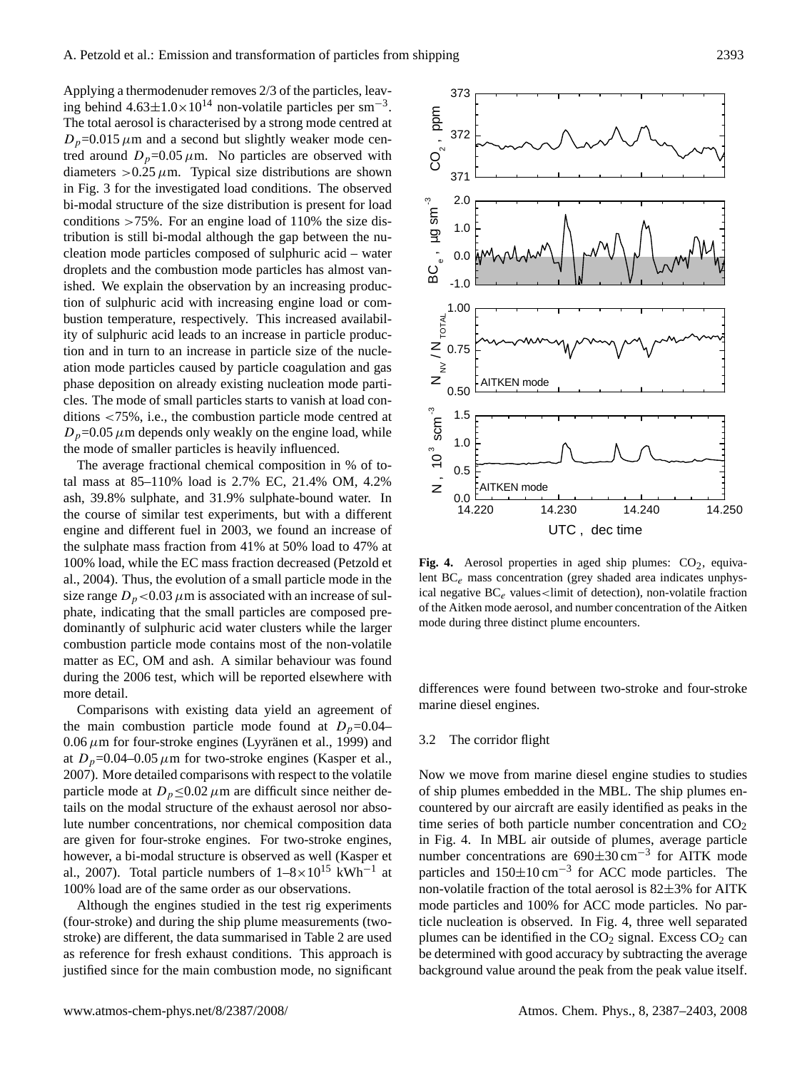Applying a thermodenuder removes 2/3 of the particles, leaving behind $4.63 \pm 1.0 \times 10^{14}$ non-volatile particles per $sm^{-3}$. The total aerosol is characterised by a strong mode centred at $D_p$=0.015 $\mu$m and a second but slightly weaker mode centred around $D_p$=0.05 $\mu$m. No particles are observed with diameters >0.25 $\mu$m. Typical size distributions are shown in Fig. 3 for the investigated load conditions. The observed bi-modal structure of the size distribution is present for load conditions >75%. For an engine load of 110% the size distribution is still bi-modal although the gap between the nucleation mode particles composed of sulphuric acid – water droplets and the combustion mode particles has almost vanished. We explain the observation by an increasing production of sulphuric acid with increasing engine load or combustion temperature, respectively. This increased availability of sulphuric acid leads to an increase in particle production and in turn to an increase in particle size of the nucleation mode particles caused by particle coagulation and gas phase deposition on already existing nucleation mode particles. The mode of small particles starts to vanish at load conditions <75%, i.e., the combustion particle mode centred at $D_p$=0.05 $\mu$m depends only weakly on the engine load, while the mode of smaller particles is heavily influenced.

The average fractional chemical composition in % of total mass at 85–110% load is 2.7% EC, 21.4% OM, 4.2% ash, 39.8% sulphate, and 31.9% sulphate-bound water. In the course of similar test experiments, but with a different engine and different fuel in 2003, we found an increase of the sulphate mass fraction from 41% at 50% load to 47% at 100% load, while the EC mass fraction decreased (Petzold et al., 2004). Thus, the evolution of a small particle mode in the size range $D_p$<0.03 $\mu$m is associated with an increase of sulphate, indicating that the small particles are composed predominantly of sulphuric acid water clusters while the larger combustion particle mode contains most of the non-volatile matter as EC, OM and ash. A similar behaviour was found during the 2006 test, which will be reported elsewhere with more detail.

Comparisons with existing data yield an agreement of the main combustion particle mode found at $D_p$=0.04–0.06 $\mu$m for four-stroke engines (Lyyränen et al., 1999) and at $D_p$=0.04–0.05 $\mu$m for two-stroke engines (Kasper et al., 2007). More detailed comparisons with respect to the volatile particle mode at $D_p \leq 0.02$ $\mu$m are difficult since neither details on the modal structure of the exhaust aerosol nor absolute number concentrations, nor chemical composition data are given for four-stroke engines. For two-stroke engines, however, a bi-modal structure is observed as well (Kasper et al., 2007). Total particle numbers of $1–8 \times 10^{15}$ $kWh^{-1}$ at 100% load are of the same order as our observations.

Although the engines studied in the test rig experiments (four-stroke) and during the ship plume measurements (two-stroke) are different, the data summarised in Table 2 are used as reference for fresh exhaust conditions. This approach is justified since for the main combustion mode, no significant differences were found between two-stroke and four-stroke marine diesel engines.

**Fig. 4.** Aerosol properties in aged ship plumes: $CO_2$, equivalent $BC_e$ mass concentration (grey shaded area indicates unphysical negative $BC_e$ values<limit of detection), non-volatile fraction of the Aitken mode aerosol, and number concentration of the Aitken mode during three distinct plume encounters.

## 3.2 The corridor flight

Now we move from marine diesel engine studies to studies of ship plumes embedded in the MBL. The ship plumes encountered by our aircraft are easily identified as peaks in the time series of both particle number concentration and $CO_2$ in Fig. 4. In MBL air outside of plumes, average particle number concentrations are $690 \pm 30$ $cm^{-3}$ for AITK mode particles and $150 \pm 10$ $cm^{-3}$ for ACC mode particles. The non-volatile fraction of the total aerosol is 82±3% for AITK mode particles and 100% for ACC mode particles. No particle nucleation is observed. In Fig. 4, three well separated plumes can be identified in the $CO_2$ signal. Excess $CO_2$ can be determined with good accuracy by subtracting the average background value around the peak from the peak value itself.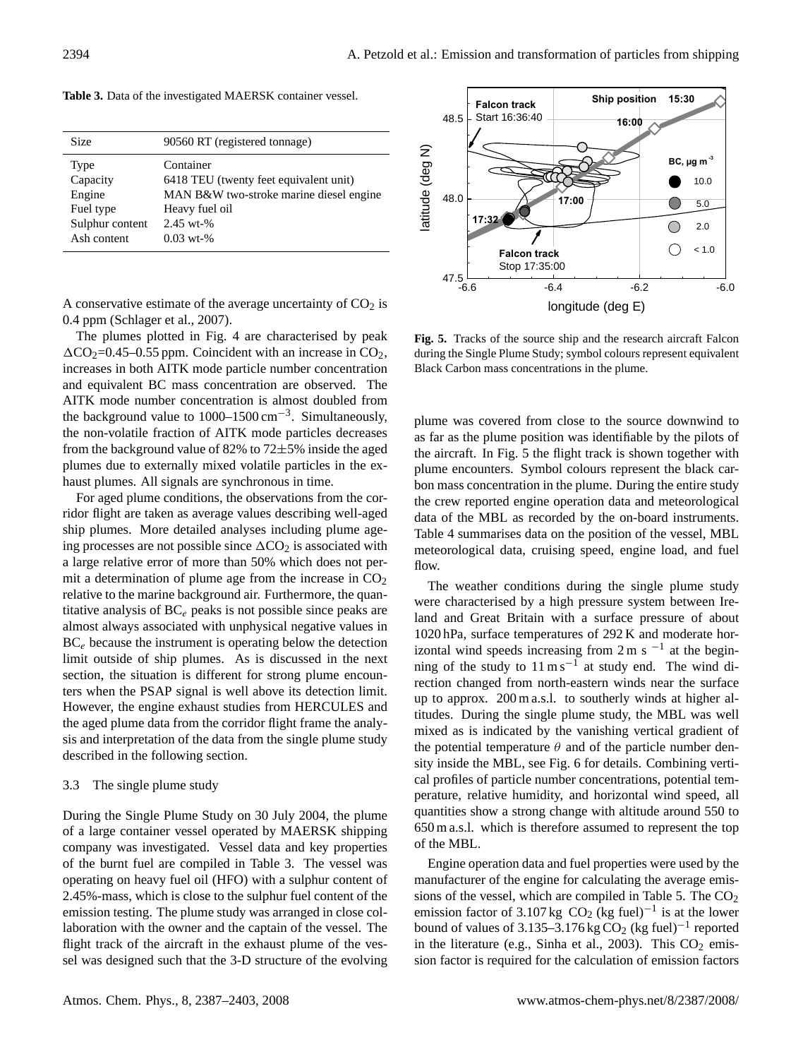**Table 3.** Data of the investigated MAERSK container vessel.

| Size | 90560 RT (registered tonnage) |
|---|---|
| Type | Container |
| Capacity | 6418 TEU (twenty feet equivalent unit) |
| Engine | MAN B&W two-stroke marine diesel engine |
| Fuel type | Heavy fuel oil |
| Sulphur content | 2.45 wt-% |
| Ash content | 0.03 wt-% |

A conservative estimate of the average uncertainty of $CO_2$ is 0.4 ppm (Schlager et al., 2007).

The plumes plotted in Fig. 4 are characterised by peak $\Delta CO_2$=0.45–0.55 ppm. Coincident with an increase in $CO_2$, increases in both AITK mode particle number concentration and equivalent BC mass concentration are observed. The AITK mode number concentration is almost doubled from the background value to 1000–1500 $cm^{-3}$. Simultaneously, the non-volatile fraction of AITK mode particles decreases from the background value of 82% to 72±5% inside the aged plumes due to externally mixed volatile particles in the exhaust plumes. All signals are synchronous in time.

For aged plume conditions, the observations from the corridor flight are taken as average values describing well-aged ship plumes. More detailed analyses including plume ageing processes are not possible since $\Delta CO_2$ is associated with a large relative error of more than 50% which does not permit a determination of plume age from the increase in $CO_2$ relative to the marine background air. Furthermore, the quantitative analysis of $BC_e$ peaks is not possible since peaks are almost always associated with unphysical negative values in $BC_e$ because the instrument is operating below the detection limit outside of ship plumes. As is discussed in the next section, the situation is different for strong plume encounters when the PSAP signal is well above its detection limit. However, the engine exhaust studies from HERCULES and the aged plume data from the corridor flight frame the analysis and interpretation of the data from the single plume study described in the following section.

### 3.3 The single plume study

During the Single Plume Study on 30 July 2004, the plume of a large container vessel operated by MAERSK shipping company was investigated. Vessel data and key properties of the burnt fuel are compiled in Table 3. The vessel was operating on heavy fuel oil (HFO) with a sulphur content of 2.45%-mass, which is close to the sulphur fuel content of the emission testing. The plume study was arranged in close collaboration with the owner and the captain of the vessel. The flight track of the aircraft in the exhaust plume of the vessel was designed such that the 3-D structure of the evolving plume was covered from close to the source downwind to as far as the plume position was identifiable by the pilots of the aircraft. In Fig. 5 the flight track is shown together with plume encounters. Symbol colours represent the black carbon mass concentration in the plume. During the entire study the crew reported engine operation data and meteorological data of the MBL as recorded by the on-board instruments. Table 4 summarises data on the position of the vessel, MBL meteorological data, cruising speed, engine load, and fuel flow.

**Fig. 5.** Tracks of the source ship and the research aircraft Falcon during the Single Plume Study; symbol colours represent equivalent Black Carbon mass concentrations in the plume.

The weather conditions during the single plume study were characterised by a high pressure system between Ireland and Great Britain with a surface pressure of about 1020 hPa, surface temperatures of 292 K and moderate horizontal wind speeds increasing from 2 m $s^{-1}$ at the beginning of the study to 11 m $s^{-1}$ at study end. The wind direction changed from north-eastern winds near the surface up to approx. 200 m a.s.l. to southerly winds at higher altitudes. During the single plume study, the MBL was well mixed as is indicated by the vanishing vertical gradient of the potential temperature $\theta$ and of the particle number density inside the MBL, see Fig. 6 for details. Combining vertical profiles of particle number concentrations, potential temperature, relative humidity, and horizontal wind speed, all quantities show a strong change with altitude around 550 to 650 m a.s.l. which is therefore assumed to represent the top of the MBL.

Engine operation data and fuel properties were used by the manufacturer of the engine for calculating the average emissions of the vessel, which are compiled in Table 5. The $CO_2$ emission factor of 3.107 kg $CO_2$ (kg fuel)$^{-1}$ is at the lower bound of values of 3.135–3.176 kg $CO_2$ (kg fuel)$^{-1}$ reported in the literature (e.g., Sinha et al., 2003). This $CO_2$ emission factor is required for the calculation of emission factors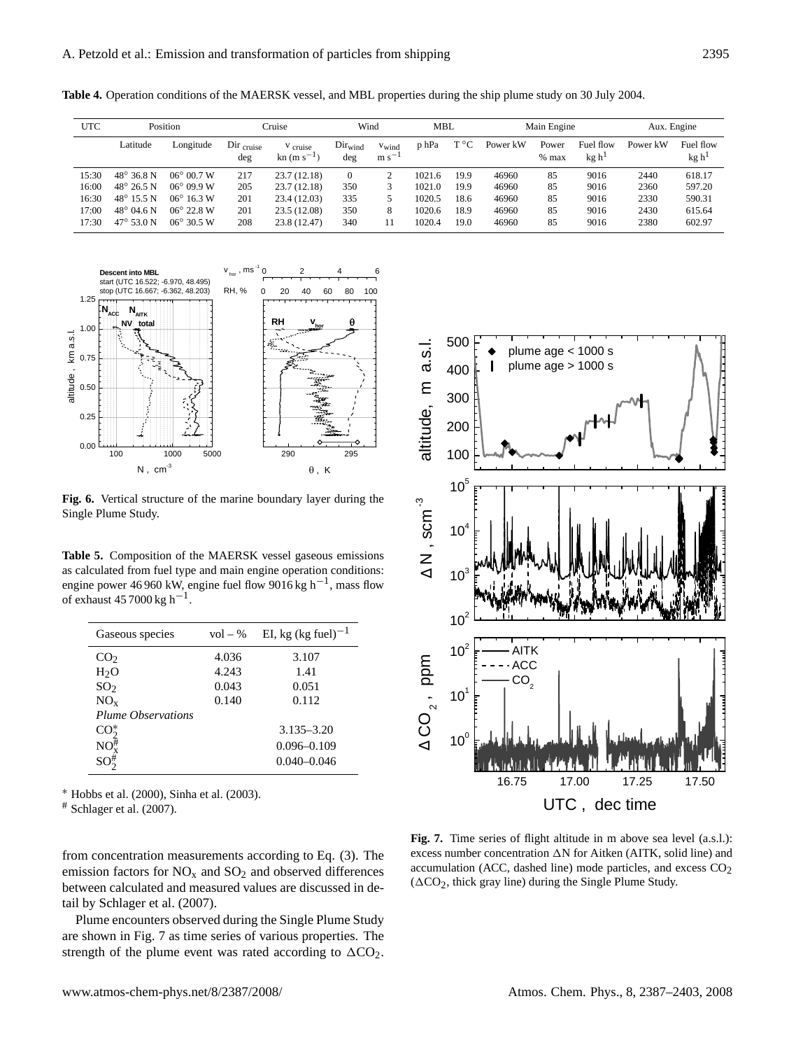**Table 4.** Operation conditions of the MAERSK vessel, and MBL properties during the ship plume study on 30 July 2004.

| UTC | Position | | Cruise | | Wind | | MBL | | Main Engine | | | Aux. Engine | |
|---|---|---|---|---|---|---|---|---|---|---|---|---|---|
| | Latitude | Longitude | Dir $_{cruise}$ deg | v $_{cruise}$ kn (m $s^{-1}$) | Dir$_{wind}$ deg | $v_{wind}$ m $s^{-1}$ | p hPa | T °C | Power kW | Power % max | Fuel flow kg $h^1$ | Power kW | Fuel flow kg $h^1$ |
| 15:30 | 48° 36.8 N | 06° 00.7 W | 217 | 23.7 (12.18) | 0 | 2 | 1021.6 | 19.9 | 46960 | 85 | 9016 | 2440 | 618.17 |
| 16:00 | 48° 26.5 N | 06° 09.9 W | 205 | 23.7 (12.18) | 350 | 3 | 1021.0 | 19.9 | 46960 | 85 | 9016 | 2360 | 597.20 |
| 16:30 | 48° 15.5 N | 06° 16.3 W | 201 | 23.4 (12.03) | 335 | 5 | 1020.5 | 18.6 | 46960 | 85 | 9016 | 2330 | 590.31 |
| 17:00 | 48° 04.6 N | 06° 22.8 W | 201 | 23.5 (12.08) | 350 | 8 | 1020.6 | 18.9 | 46960 | 85 | 9016 | 2430 | 615.64 |
| 17:30 | 47° 53.0 N | 06° 30.5 W | 208 | 23.8 (12.47) | 340 | 11 | 1020.4 | 19.0 | 46960 | 85 | 9016 | 2380 | 602.97 |

**Fig. 6.** Vertical structure of the marine boundary layer during the Single Plume Study.

**Table 5.** Composition of the MAERSK vessel gaseous emissions as calculated from fuel type and main engine operation conditions: engine power 46 960 kW, engine fuel flow 9016 kg $h^{-1}$, mass flow of exhaust 45 7000 kg $h^{-1}$.

| Gaseous species | vol – % | EI, kg (kg fuel)$^{-1}$ |
|---|---|---|
| $CO_2$ | 4.036 | 3.107 |
| $H_2O$ | 4.243 | 1.41 |
| $SO_2$ | 0.043 | 0.051 |
| $NO_x$ | 0.140 | 0.112 |
| *Plume Observations* | | |
| $CO_2^*$ | | 3.135–3.20 |
| $NO_x^\#$ | | 0.096–0.109 |
| $SO_2^\#$ | | 0.040–0.046 |

* Hobbs et al. (2000), Sinha et al. (2003).
# Schlager et al. (2007).

from concentration measurements according to Eq. (3). The emission factors for $NO_x$ and $SO_2$ and observed differences between calculated and measured values are discussed in detail by Schlager et al. (2007).

Plume encounters observed during the Single Plume Study are shown in Fig. 7 as time series of various properties. The strength of the plume event was rated according to $\Delta CO_2$.

**Fig. 7.** Time series of flight altitude in m above sea level (a.s.l.): excess number concentration ΔN for Aitken (AITK, solid line) and accumulation (ACC, dashed line) mode particles, and excess $CO_2$ ($\Delta CO_2$, thick gray line) during the Single Plume Study.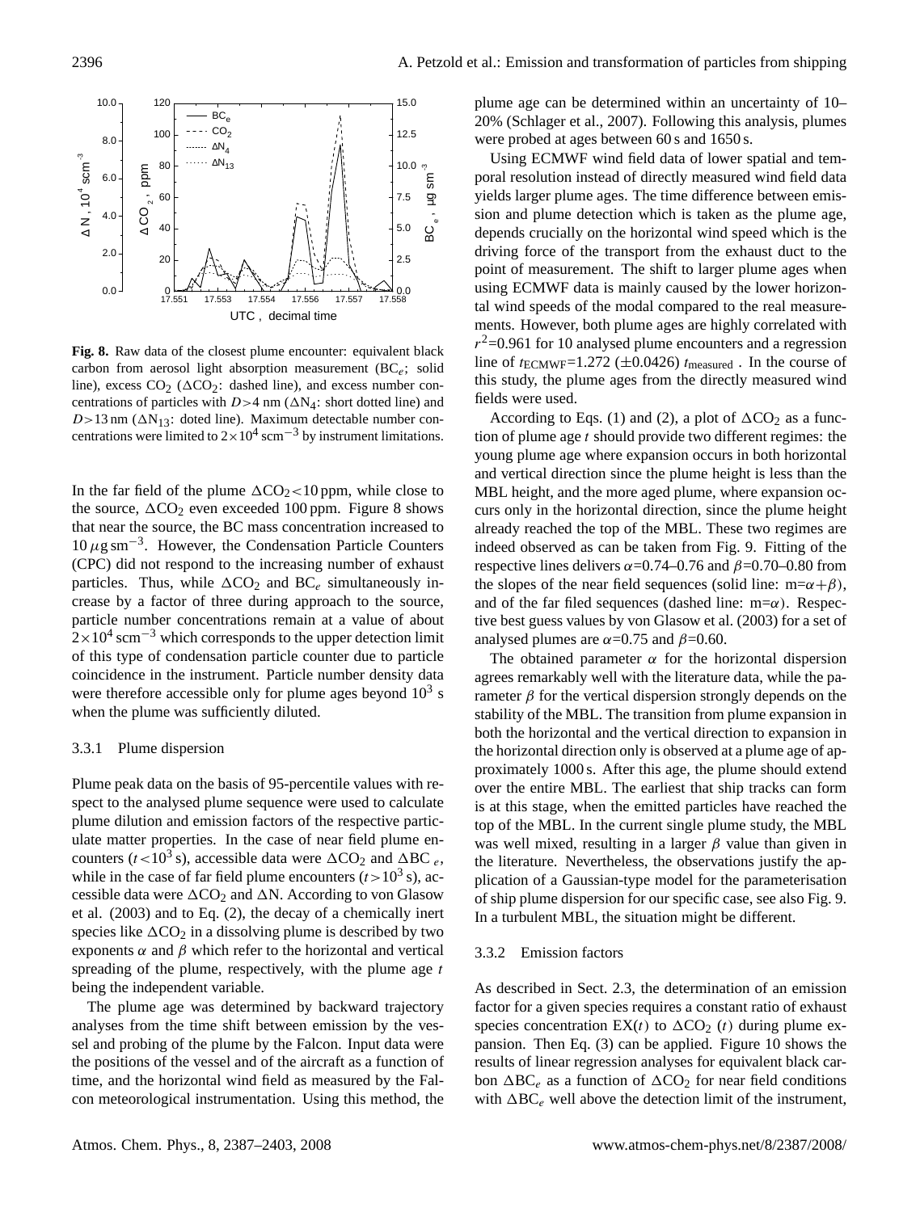**Fig. 8.** Raw data of the closest plume encounter: equivalent black carbon from aerosol light absorption measurement ($BC_e$; solid line), excess $CO_2$ ($\Delta CO_2$: dashed line), and excess number concentrations of particles with $D>4$ nm ($\Delta N_4$: short dotted line) and $D>13$ nm ($\Delta N_{13}$: doted line). Maximum detectable number concentrations were limited to $2\times10^4$ scm$^{-3}$ by instrument limitations.

In the far field of the plume $\Delta CO_2<10$ ppm, while close to the source, $\Delta CO_2$ even exceeded 100 ppm. Figure 8 shows that near the source, the BC mass concentration increased to 10 $\mu$g sm$^{-3}$. However, the Condensation Particle Counters (CPC) did not respond to the increasing number of exhaust particles. Thus, while $\Delta CO_2$ and $BC_e$ simultaneously increase by a factor of three during approach to the source, particle number concentrations remain at a value of about $2\times10^4$ scm$^{-3}$ which corresponds to the upper detection limit of this type of condensation particle counter due to particle coincidence in the instrument. Particle number density data were therefore accessible only for plume ages beyond $10^3$ s when the plume was sufficiently diluted.

### 3.3.1 Plume dispersion

Plume peak data on the basis of 95-percentile values with respect to the analysed plume sequence were used to calculate plume dilution and emission factors of the respective particulate matter properties. In the case of near field plume encounters ($t<10^3$ s), accessible data were $\Delta CO_2$ and $\Delta BC_e$, while in the case of far field plume encounters ($t>10^3$ s), accessible data were $\Delta CO_2$ and $\Delta N$. According to von Glasow et al. (2003) and to Eq. (2), the decay of a chemically inert species like $\Delta CO_2$ in a dissolving plume is described by two exponents $\alpha$ and $\beta$ which refer to the horizontal and vertical spreading of the plume, respectively, with the plume age $t$ being the independent variable.

The plume age was determined by backward trajectory analyses from the time shift between emission by the vessel and probing of the plume by the Falcon. Input data were the positions of the vessel and of the aircraft as a function of time, and the horizontal wind field as measured by the Falcon meteorological instrumentation. Using this method, the plume age can be determined within an uncertainty of 10–20% (Schlager et al., 2007). Following this analysis, plumes were probed at ages between 60 s and 1650 s.

Using ECMWF wind field data of lower spatial and temporal resolution instead of directly measured wind field data yields larger plume ages. The time difference between emission and plume detection which is taken as the plume age, depends crucially on the horizontal wind speed which is the driving force of the transport from the exhaust duct to the point of measurement. The shift to larger plume ages when using ECMWF data is mainly caused by the lower horizontal wind speeds of the modal compared to the real measurements. However, both plume ages are highly correlated with $r^2$=0.961 for 10 analysed plume encounters and a regression line of $t_{\mathrm{ECMWF}}$=1.272 ($\pm$0.0426) $t_{\mathrm{measured}}$ . In the course of this study, the plume ages from the directly measured wind fields were used.

According to Eqs. (1) and (2), a plot of $\Delta CO_2$ as a function of plume age $t$ should provide two different regimes: the young plume age where expansion occurs in both horizontal and vertical direction since the plume height is less than the MBL height, and the more aged plume, where expansion occurs only in the horizontal direction, since the plume height already reached the top of the MBL. These two regimes are indeed observed as can be taken from Fig. 9. Fitting of the respective lines delivers $\alpha$=0.74–0.76 and $\beta$=0.70–0.80 from the slopes of the near field sequences (solid line: m=$\alpha+\beta$), and of the far filed sequences (dashed line: m=$\alpha$). Respective best guess values by von Glasow et al. (2003) for a set of analysed plumes are $\alpha$=0.75 and $\beta$=0.60.

The obtained parameter $\alpha$ for the horizontal dispersion agrees remarkably well with the literature data, while the parameter $\beta$ for the vertical dispersion strongly depends on the stability of the MBL. The transition from plume expansion in both the horizontal and the vertical direction to expansion in the horizontal direction only is observed at a plume age of approximately 1000 s. After this age, the plume should extend over the entire MBL. The earliest that ship tracks can form is at this stage, when the emitted particles have reached the top of the MBL. In the current single plume study, the MBL was well mixed, resulting in a larger $\beta$ value than given in the literature. Nevertheless, the observations justify the application of a Gaussian-type model for the parameterisation of ship plume dispersion for our specific case, see also Fig. 9. In a turbulent MBL, the situation might be different.

### 3.3.2 Emission factors

As described in Sect. 2.3, the determination of an emission factor for a given species requires a constant ratio of exhaust species concentration EX($t$) to $\Delta CO_2$ ($t$) during plume expansion. Then Eq. (3) can be applied. Figure 10 shows the results of linear regression analyses for equivalent black carbon $\Delta BC_e$ as a function of $\Delta CO_2$ for near field conditions with $\Delta BC_e$ well above the detection limit of the instrument,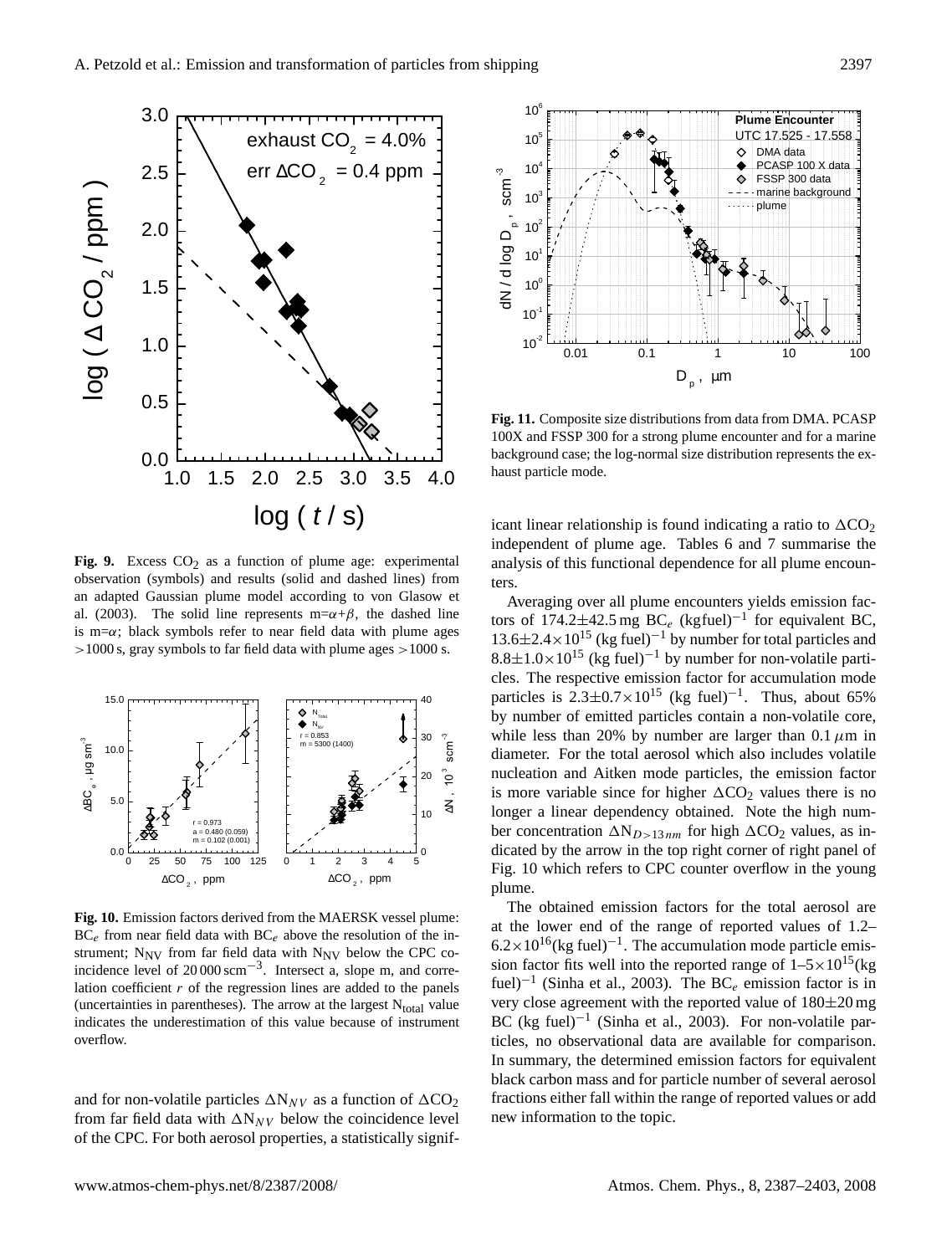**Fig. 9.** Excess $CO_2$ as a function of plume age: experimental observation (symbols) and results (solid and dashed lines) from an adapted Gaussian plume model according to von Glasow et al. (2003). The solid line represents m=$\alpha$+$\beta$, the dashed line is m=$\alpha$; black symbols refer to near field data with plume ages >1000 s, gray symbols to far field data with plume ages >1000 s.

**Fig. 10.** Emission factors derived from the MAERSK vessel plume: $BC_e$ from near field data with $BC_e$ above the resolution of the instrument; $N_{NV}$ from far field data with $N_{NV}$ below the CPC coincidence level of 20 000 $scm^{-3}$. Intersect a, slope m, and correlation coefficient $r$ of the regression lines are added to the panels (uncertainties in parentheses). The arrow at the largest $N_{total}$ value indicates the underestimation of this value because of instrument overflow.

and for non-volatile particles $\Delta N_{NV}$ as a function of $\Delta CO_2$ from far field data with $\Delta N_{NV}$ below the coincidence level of the CPC. For both aerosol properties, a statistically significant linear relationship is found indicating a ratio to $\Delta CO_2$ independent of plume age. Tables 6 and 7 summarise the analysis of this functional dependence for all plume encounters.

**Fig. 11.** Composite size distributions from data from DMA. PCASP 100X and FSSP 300 for a strong plume encounter and for a marine background case; the log-normal size distribution represents the exhaust particle mode.

Averaging over all plume encounters yields emission factors of 174.2±42.5 mg $BC_e$ (kgfuel)$^{-1}$ for equivalent BC, $13.6\pm2.4\times10^{15}$ (kg fuel)$^{-1}$ by number for total particles and $8.8\pm1.0\times10^{15}$ (kg fuel)$^{-1}$ by number for non-volatile particles. The respective emission factor for accumulation mode particles is $2.3\pm0.7\times10^{15}$ (kg fuel)$^{-1}$. Thus, about 65% by number of emitted particles contain a non-volatile core, while less than 20% by number are larger than 0.1 $\mu$m in diameter. For the total aerosol which also includes volatile nucleation and Aitken mode particles, the emission factor is more variable since for higher $\Delta CO_2$ values there is no longer a linear dependency obtained. Note the high number concentration $\Delta N_{D>13\,nm}$ for high $\Delta CO_2$ values, as indicated by the arrow in the top right corner of right panel of Fig. 10 which refers to CPC counter overflow in the young plume.

The obtained emission factors for the total aerosol are at the lower end of the range of reported values of 1.2–$6.2\times10^{16}$(kg fuel)$^{-1}$. The accumulation mode particle emission factor fits well into the reported range of 1–$5\times10^{15}$(kg fuel)$^{-1}$ (Sinha et al., 2003). The $BC_e$ emission factor is in very close agreement with the reported value of 180±20 mg BC (kg fuel)$^{-1}$ (Sinha et al., 2003). For non-volatile particles, no observational data are available for comparison. In summary, the determined emission factors for equivalent black carbon mass and for particle number of several aerosol fractions either fall within the range of reported values or add new information to the topic.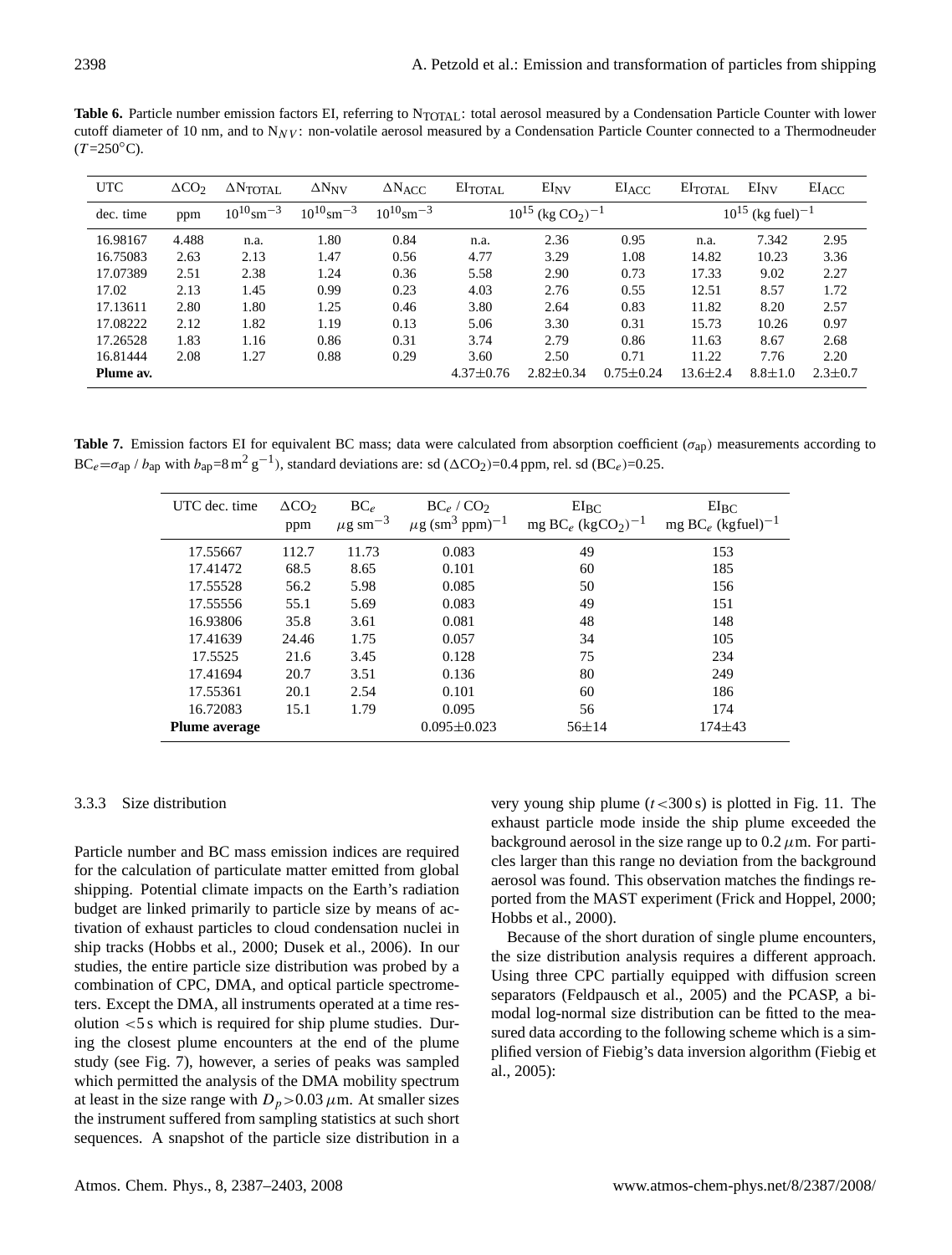**Table 6.** Particle number emission factors EI, referring to $N_{TOTAL}$: total aerosol measured by a Condensation Particle Counter with lower cutoff diameter of 10 nm, and to $N_{NV}$: non-volatile aerosol measured by a Condensation Particle Counter connected to a Thermodneuder ($T$=250°C).

| UTC | $\Delta CO_2$ | $\Delta N_{TOTAL}$ | $\Delta N_{NV}$ | $\Delta N_{ACC}$ | $EI_{TOTAL}$ | $EI_{NV}$ | $EI_{ACC}$ | $EI_{TOTAL}$ | $EI_{NV}$ | $EI_{ACC}$ |
|---|---|---|---|---|---|---|---|---|---|---|
| dec. time | ppm | $10^{10}$sm$^{-3}$ | $10^{10}$sm$^{-3}$ | $10^{10}$sm$^{-3}$ | $10^{15}$ (kg $CO_2$)$^{-1}$ | | | $10^{15}$ (kg fuel)$^{-1}$ | | |
| 16.98167 | 4.488 | n.a. | 1.80 | 0.84 | n.a. | 2.36 | 0.95 | n.a. | 7.342 | 2.95 |
| 16.75083 | 2.63 | 2.13 | 1.47 | 0.56 | 4.77 | 3.29 | 1.08 | 14.82 | 10.23 | 3.36 |
| 17.07389 | 2.51 | 2.38 | 1.24 | 0.36 | 5.58 | 2.90 | 0.73 | 17.33 | 9.02 | 2.27 |
| 17.02 | 2.13 | 1.45 | 0.99 | 0.23 | 4.03 | 2.76 | 0.55 | 12.51 | 8.57 | 1.72 |
| 17.13611 | 2.80 | 1.80 | 1.25 | 0.46 | 3.80 | 2.64 | 0.83 | 11.82 | 8.20 | 2.57 |
| 17.08222 | 2.12 | 1.82 | 1.19 | 0.13 | 5.06 | 3.30 | 0.31 | 15.73 | 10.26 | 0.97 |
| 17.26528 | 1.83 | 1.16 | 0.86 | 0.31 | 3.74 | 2.79 | 0.86 | 11.63 | 8.67 | 2.68 |
| 16.81444 | 2.08 | 1.27 | 0.88 | 0.29 | 3.60 | 2.50 | 0.71 | 11.22 | 7.76 | 2.20 |
| **Plume av.** | | | | | 4.37±0.76 | 2.82±0.34 | 0.75±0.24 | 13.6±2.4 | 8.8±1.0 | 2.3±0.7 |

**Table 7.** Emission factors EI for equivalent BC mass; data were calculated from absorption coefficient ($\sigma_{ap}$) measurements according to $BC_e=\sigma_{ap}$ / $b_{ap}$ with $b_{ap}$=8 m$^2$ g$^{-1}$), standard deviations are: sd ($\Delta CO_2$)=0.4 ppm, rel. sd ($BC_e$)=0.25.

| UTC dec. time | $\Delta CO_2$ ppm | $BC_e$ $\mu$g sm$^{-3}$ | $BC_e$ / $CO_2$ $\mu$g (sm$^3$ ppm)$^{-1}$ | $EI_{BC}$ mg $BC_e$ (kg$CO_2$)$^{-1}$ | $EI_{BC}$ mg $BC_e$ (kgfuel)$^{-1}$ |
|---|---|---|---|---|---|
| 17.55667 | 112.7 | 11.73 | 0.083 | 49 | 153 |
| 17.41472 | 68.5 | 8.65 | 0.101 | 60 | 185 |
| 17.55528 | 56.2 | 5.98 | 0.085 | 50 | 156 |
| 17.55556 | 55.1 | 5.69 | 0.083 | 49 | 151 |
| 16.93806 | 35.8 | 3.61 | 0.081 | 48 | 148 |
| 17.41639 | 24.46 | 1.75 | 0.057 | 34 | 105 |
| 17.5525 | 21.6 | 3.45 | 0.128 | 75 | 234 |
| 17.41694 | 20.7 | 3.51 | 0.136 | 80 | 249 |
| 17.55361 | 20.1 | 2.54 | 0.101 | 60 | 186 |
| 16.72083 | 15.1 | 1.79 | 0.095 | 56 | 174 |
| **Plume average** | | | 0.095±0.023 | 56±14 | 174±43 |

### 3.3.3 Size distribution

Particle number and BC mass emission indices are required for the calculation of particulate matter emitted from global shipping. Potential climate impacts on the Earth's radiation budget are linked primarily to particle size by means of activation of exhaust particles to cloud condensation nuclei in ship tracks (Hobbs et al., 2000; Dusek et al., 2006). In our studies, the entire particle size distribution was probed by a combination of CPC, DMA, and optical particle spectrometers. Except the DMA, all instruments operated at a time resolution <5 s which is required for ship plume studies. During the closest plume encounters at the end of the plume study (see Fig. 7), however, a series of peaks was sampled which permitted the analysis of the DMA mobility spectrum at least in the size range with $D_p$>0.03 $\mu$m. At smaller sizes the instrument suffered from sampling statistics at such short sequences. A snapshot of the particle size distribution in a very young ship plume ($t$<300 s) is plotted in Fig. 11. The exhaust particle mode inside the ship plume exceeded the background aerosol in the size range up to 0.2 $\mu$m. For particles larger than this range no deviation from the background aerosol was found. This observation matches the findings reported from the MAST experiment (Frick and Hoppel, 2000; Hobbs et al., 2000).

Because of the short duration of single plume encounters, the size distribution analysis requires a different approach. Using three CPC partially equipped with diffusion screen separators (Feldpausch et al., 2005) and the PCASP, a bimodal log-normal size distribution can be fitted to the measured data according to the following scheme which is a simplified version of Fiebig's data inversion algorithm (Fiebig et al., 2005):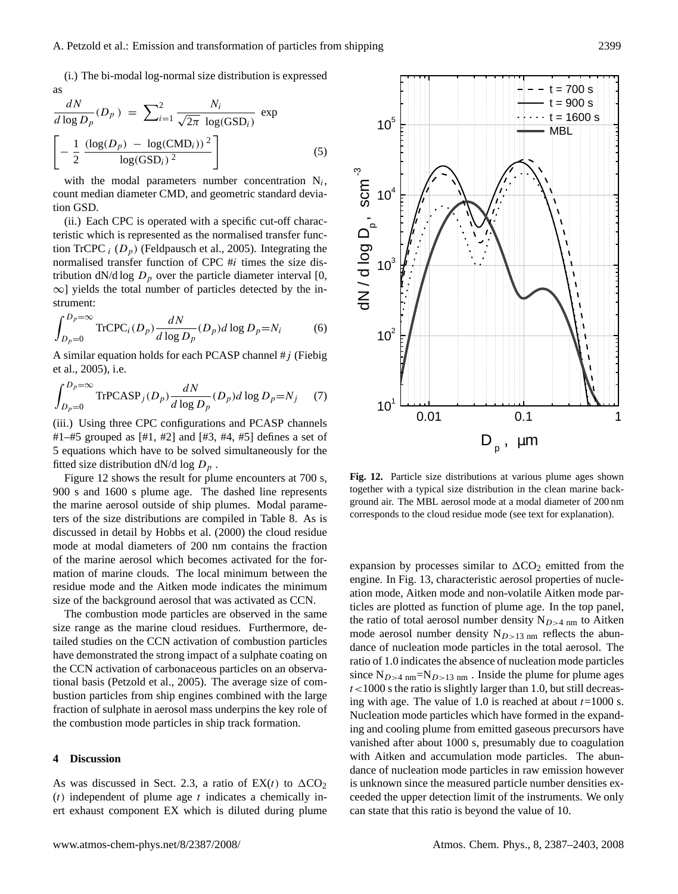(i.) The bi-modal log-normal size distribution is expressed as

$$\frac{dN}{d\log D_p}(D_p) = \sum_{i=1}^{2} \frac{N_i}{\sqrt{2\pi}\ \log(\mathrm{GSD}_i)} \exp\left[-\frac{1}{2}\frac{(\log(D_p) - \log(\mathrm{CMD}_i))^2}{\log(\mathrm{GSD}_i)^2}\right] \quad (5)$$

with the modal parameters number concentration $N_i$, count median diameter CMD, and geometric standard deviation GSD.

(ii.) Each CPC is operated with a specific cut-off characteristic which is represented as the normalised transfer function $\mathrm{TrCPC}_i(D_p)$ (Feldpausch et al., 2005). Integrating the normalised transfer function of CPC #$i$ times the size distribution dN/d log $D_p$ over the particle diameter interval [0, $\infty$] yields the total number of particles detected by the instrument:

$$\int_{D_p=0}^{D_p=\infty} \mathrm{TrCPC}_i(D_p)\frac{dN}{d\log D_p}(D_p)d\log D_p = N_i \quad (6)$$

A similar equation holds for each PCASP channel #$j$ (Fiebig et al., 2005), i.e.

$$\int_{D_p=0}^{D_p=\infty} \mathrm{TrPCASP}_j(D_p)\frac{dN}{d\log D_p}(D_p)d\log D_p = N_j \quad (7)$$

(iii.) Using three CPC configurations and PCASP channels #1–#5 grouped as [#1, #2] and [#3, #4, #5] defines a set of 5 equations which have to be solved simultaneously for the fitted size distribution dN/d log $D_p$.

Figure 12 shows the result for plume encounters at 700 s, 900 s and 1600 s plume age. The dashed line represents the marine aerosol outside of ship plumes. Modal parameters of the size distributions are compiled in Table 8. As is discussed in detail by Hobbs et al. (2000) the cloud residue mode at modal diameters of 200 nm contains the fraction of the marine aerosol which becomes activated for the formation of marine clouds. The local minimum between the residue mode and the Aitken mode indicates the minimum size of the background aerosol that was activated as CCN.

The combustion mode particles are observed in the same size range as the marine cloud residues. Furthermore, detailed studies on the CCN activation of combustion particles have demonstrated the strong impact of a sulphate coating on the CCN activation of carbonaceous particles on an observational basis (Petzold et al., 2005). The average size of combustion particles from ship engines combined with the large fraction of sulphate in aerosol mass underpins the key role of the combustion mode particles in ship track formation.

**Fig. 12.** Particle size distributions at various plume ages shown together with a typical size distribution in the clean marine background air. The MBL aerosol mode at a modal diameter of 200 nm corresponds to the cloud residue mode (see text for explanation).

## 4 Discussion

As was discussed in Sect. 2.3, a ratio of EX($t$) to $\Delta CO_2$ ($t$) independent of plume age $t$ indicates a chemically inert exhaust component EX which is diluted during plume expansion by processes similar to $\Delta CO_2$ emitted from the engine. In Fig. 13, characteristic aerosol properties of nucleation mode, Aitken mode and non-volatile Aitken mode particles are plotted as function of plume age. In the top panel, the ratio of total aerosol number density $N_{D>4\,\mathrm{nm}}$ to Aitken mode aerosol number density $N_{D>13\,\mathrm{nm}}$ reflects the abundance of nucleation mode particles in the total aerosol. The ratio of 1.0 indicates the absence of nucleation mode particles since $N_{D>4\,\mathrm{nm}} = N_{D>13\,\mathrm{nm}}$. Inside the plume for plume ages $t < 1000$ s the ratio is slightly larger than 1.0, but still decreasing with age. The value of 1.0 is reached at about $t = 1000$ s. Nucleation mode particles which have formed in the expanding and cooling plume from emitted gaseous precursors have vanished after about 1000 s, presumably due to coagulation with Aitken and accumulation mode particles. The abundance of nucleation mode particles in raw emission however is unknown since the measured particle number densities exceeded the upper detection limit of the instruments. We only can state that this ratio is beyond the value of 10.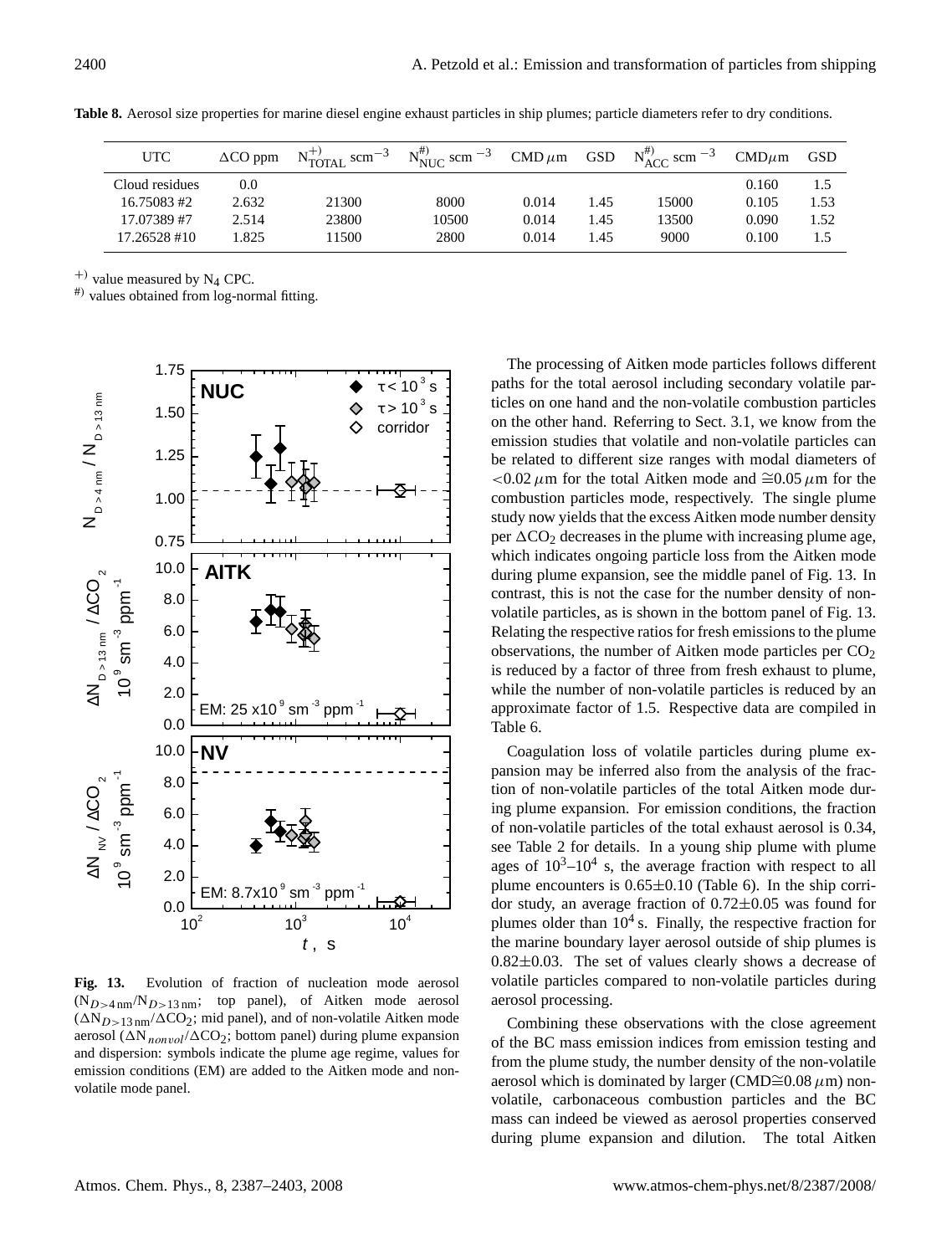**Table 8.** Aerosol size properties for marine diesel engine exhaust particles in ship plumes; particle diameters refer to dry conditions.

| UTC | ΔCO ppm | $N_{TOTAL}^{+)}$ scm$^{-3}$ | $N_{NUC}^{\#)}$ scm$^{-3}$ | CMD μm | GSD | $N_{ACC}^{\#)}$ scm$^{-3}$ | CMDμm | GSD |
|---|---|---|---|---|---|---|---|---|
| Cloud residues | 0.0 | | | | | | 0.160 | 1.5 |
| 16.75083 #2 | 2.632 | 21300 | 8000 | 0.014 | 1.45 | 15000 | 0.105 | 1.53 |
| 17.07389 #7 | 2.514 | 23800 | 10500 | 0.014 | 1.45 | 13500 | 0.090 | 1.52 |
| 17.26528 #10 | 1.825 | 11500 | 2800 | 0.014 | 1.45 | 9000 | 0.100 | 1.5 |

+) value measured by $N_4$ CPC.
#) values obtained from log-normal fitting.

**Fig. 13.** Evolution of fraction of nucleation mode aerosol ($N_{D>4\,nm}/N_{D>13\,nm}$; top panel), of Aitken mode aerosol ($\Delta N_{D>13\,nm}/\Delta CO_2$; mid panel), and of non-volatile Aitken mode aerosol ($\Delta N_{nonvol}/\Delta CO_2$; bottom panel) during plume expansion and dispersion: symbols indicate the plume age regime, values for emission conditions (EM) are added to the Aitken mode and non-volatile mode panel.

The processing of Aitken mode particles follows different paths for the total aerosol including secondary volatile particles on one hand and the non-volatile combustion particles on the other hand. Referring to Sect. 3.1, we know from the emission studies that volatile and non-volatile particles can be related to different size ranges with modal diameters of <0.02 μm for the total Aitken mode and ≅0.05 μm for the combustion particles mode, respectively. The single plume study now yields that the excess Aitken mode number density per $\Delta CO_2$ decreases in the plume with increasing plume age, which indicates ongoing particle loss from the Aitken mode during plume expansion, see the middle panel of Fig. 13. In contrast, this is not the case for the number density of non-volatile particles, as is shown in the bottom panel of Fig. 13. Relating the respective ratios for fresh emissions to the plume observations, the number of Aitken mode particles per $CO_2$ is reduced by a factor of three from fresh exhaust to plume, while the number of non-volatile particles is reduced by an approximate factor of 1.5. Respective data are compiled in Table 6.

Coagulation loss of volatile particles during plume expansion may be inferred also from the analysis of the fraction of non-volatile particles of the total Aitken mode during plume expansion. For emission conditions, the fraction of non-volatile particles of the total exhaust aerosol is 0.34, see Table 2 for details. In a young ship plume with plume ages of $10^3$–$10^4$ s, the average fraction with respect to all plume encounters is 0.65±0.10 (Table 6). In the ship corridor study, an average fraction of 0.72±0.05 was found for plumes older than $10^4$ s. Finally, the respective fraction for the marine boundary layer aerosol outside of ship plumes is 0.82±0.03. The set of values clearly shows a decrease of volatile particles compared to non-volatile particles during aerosol processing.

Combining these observations with the close agreement of the BC mass emission indices from emission testing and from the plume study, the number density of the non-volatile aerosol which is dominated by larger (CMD≅0.08 μm) non-volatile, carbonaceous combustion particles and the BC mass can indeed be viewed as aerosol properties conserved during plume expansion and dilution. The total Aitken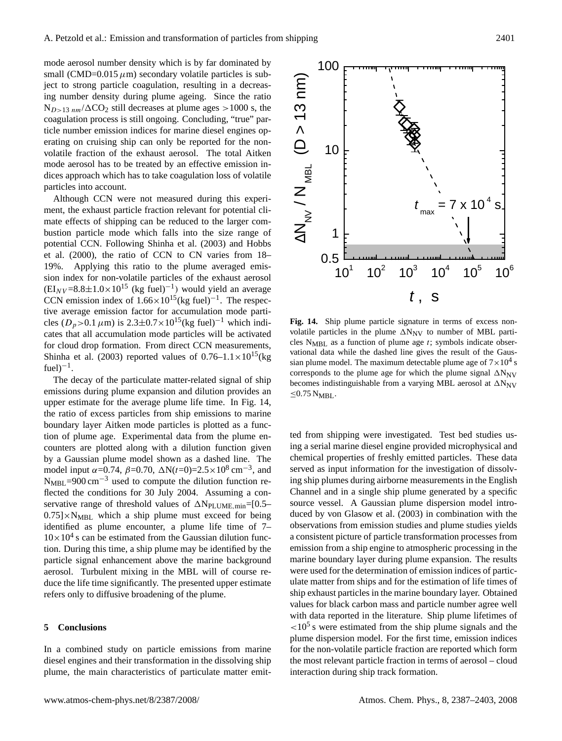mode aerosol number density which is by far dominated by small (CMD=0.015 μm) secondary volatile particles is subject to strong particle coagulation, resulting in a decreasing number density during plume ageing. Since the ratio $N_{D>13\,nm}/\Delta CO_2$ still decreases at plume ages >1000 s, the coagulation process is still ongoing. Concluding, "true" particle number emission indices for marine diesel engines operating on cruising ship can only be reported for the non-volatile fraction of the exhaust aerosol. The total Aitken mode aerosol has to be treated by an effective emission indices approach which has to take coagulation loss of volatile particles into account.

Although CCN were not measured during this experiment, the exhaust particle fraction relevant for potential climate effects of shipping can be reduced to the larger combustion particle mode which falls into the size range of potential CCN. Following Shinha et al. (2003) and Hobbs et al. (2000), the ratio of CCN to CN varies from 18–19%. Applying this ratio to the plume averaged emission index for non-volatile particles of the exhaust aerosol ($EI_{NV}=8.8\pm1.0\times10^{15}$ (kg fuel)$^{-1}$) would yield an average CCN emission index of $1.66\times10^{15}$(kg fuel)$^{-1}$. The respective average emission factor for accumulation mode particles ($D_p>0.1$ μm) is $2.3\pm0.7\times10^{15}$(kg fuel)$^{-1}$ which indicates that all accumulation mode particles will be activated for cloud drop formation. From direct CCN measurements, Shinha et al. (2003) reported values of 0.76–$1.1\times10^{15}$(kg fuel)$^{-1}$.

The decay of the particulate matter-related signal of ship emissions during plume expansion and dilution provides an upper estimate for the average plume life time. In Fig. 14, the ratio of excess particles from ship emissions to marine boundary layer Aitken mode particles is plotted as a function of plume age. Experimental data from the plume encounters are plotted along with a dilution function given by a Gaussian plume model shown as a dashed line. The model input $\alpha=0.74$, $\beta=0.70$, $\Delta N(t=0)=2.5\times10^{8}$ cm$^{-3}$, and $N_{MBL}=900$ cm$^{-3}$ used to compute the dilution function reflected the conditions for 30 July 2004. Assuming a conservative range of threshold values of $\Delta N_{PLUME,min}=[0.5–0.75]\times N_{MBL}$ which a ship plume must exceed for being identified as plume encounter, a plume life time of 7–$10\times10^{4}$ s can be estimated from the Gaussian dilution function. During this time, a ship plume may be identified by the particle signal enhancement above the marine background aerosol. Turbulent mixing in the MBL will of course reduce the life time significantly. The presented upper estimate refers only to diffusive broadening of the plume.

**Fig. 14.** Ship plume particle signature in terms of excess non-volatile particles in the plume $\Delta N_{NV}$ to number of MBL particles $N_{MBL}$ as a function of plume age $t$; symbols indicate observational data while the dashed line gives the result of the Gaussian plume model. The maximum detectable plume age of $7\times10^{4}$ s corresponds to the plume age for which the plume signal $\Delta N_{NV}$ becomes indistinguishable from a varying MBL aerosol at $\Delta N_{NV} \leq 0.75\,N_{MBL}$.

## 5 Conclusions

In a combined study on particle emissions from marine diesel engines and their transformation in the dissolving ship plume, the main characteristics of particulate matter emitted from shipping were investigated. Test bed studies using a serial marine diesel engine provided microphysical and chemical properties of freshly emitted particles. These data served as input information for the investigation of dissolving ship plumes during airborne measurements in the English Channel and in a single ship plume generated by a specific source vessel. A Gaussian plume dispersion model introduced by von Glasow et al. (2003) in combination with the observations from emission studies and plume studies yields a consistent picture of particle transformation processes from emission from a ship engine to atmospheric processing in the marine boundary layer during plume expansion. The results were used for the determination of emission indices of particulate matter from ships and for the estimation of life times of ship exhaust particles in the marine boundary layer. Obtained values for black carbon mass and particle number agree well with data reported in the literature. Ship plume lifetimes of $<10^{5}$ s were estimated from the ship plume signals and the plume dispersion model. For the first time, emission indices for the non-volatile particle fraction are reported which form the most relevant particle fraction in terms of aerosol – cloud interaction during ship track formation.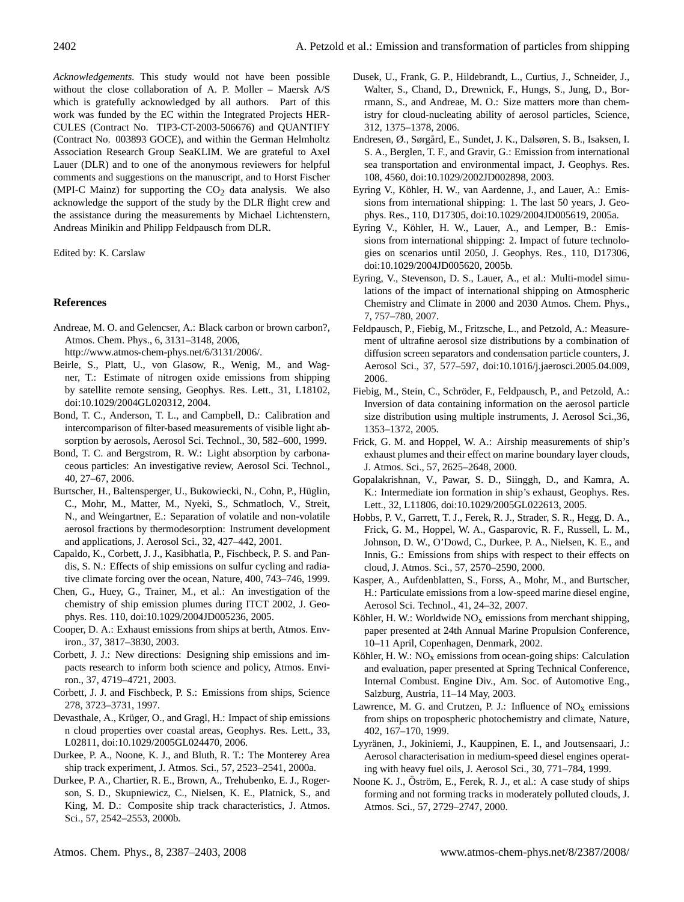*Acknowledgements.* This study would not have been possible without the close collaboration of A. P. Moller – Maersk A/S which is gratefully acknowledged by all authors. Part of this work was funded by the EC within the Integrated Projects HERCULES (Contract No. TIP3-CT-2003-506676) and QUANTIFY (Contract No. 003893 GOCE), and within the German Helmholtz Association Research Group SeaKLIM. We are grateful to Axel Lauer (DLR) and to one of the anonymous reviewers for helpful comments and suggestions on the manuscript, and to Horst Fischer (MPI-C Mainz) for supporting the $CO_2$ data analysis. We also acknowledge the support of the study by the DLR flight crew and the assistance during the measurements by Michael Lichtenstern, Andreas Minikin and Philipp Feldpausch from DLR.

Edited by: K. Carslaw

## References

Andreae, M. O. and Gelencser, A.: Black carbon or brown carbon?, Atmos. Chem. Phys., 6, 3131–3148, 2006, http://www.atmos-chem-phys.net/6/3131/2006/.

Beirle, S., Platt, U., von Glasow, R., Wenig, M., and Wagner, T.: Estimate of nitrogen oxide emissions from shipping by satellite remote sensing, Geophys. Res. Lett., 31, L18102, doi:10.1029/2004GL020312, 2004.

Bond, T. C., Anderson, T. L., and Campbell, D.: Calibration and intercomparison of filter-based measurements of visible light absorption by aerosols, Aerosol Sci. Technol., 30, 582–600, 1999.

Bond, T. C. and Bergstrom, R. W.: Light absorption by carbonaceous particles: An investigative review, Aerosol Sci. Technol., 40, 27–67, 2006.

Burtscher, H., Baltensperger, U., Bukowiecki, N., Cohn, P., Hüglin, C., Mohr, M., Matter, M., Nyeki, S., Schmatloch, V., Streit, N., and Weingartner, E.: Separation of volatile and non-volatile aerosol fractions by thermodesorption: Instrument development and applications, J. Aerosol Sci., 32, 427–442, 2001.

Capaldo, K., Corbett, J. J., Kasibhatla, P., Fischbeck, P. S. and Pandis, S. N.: Effects of ship emissions on sulfur cycling and radiative climate forcing over the ocean, Nature, 400, 743–746, 1999.

Chen, G., Huey, G., Trainer, M., et al.: An investigation of the chemistry of ship emission plumes during ITCT 2002, J. Geophys. Res. 110, doi:10.1029/2004JD005236, 2005.

Cooper, D. A.: Exhaust emissions from ships at berth, Atmos. Environ., 37, 3817–3830, 2003.

Corbett, J. J.: New directions: Designing ship emissions and impacts research to inform both science and policy, Atmos. Environ., 37, 4719–4721, 2003.

Corbett, J. J. and Fischbeck, P. S.: Emissions from ships, Science 278, 3723–3731, 1997.

Devasthale, A., Krüger, O., and Gragl, H.: Impact of ship emissions n cloud properties over coastal areas, Geophys. Res. Lett., 33, L02811, doi:10.1029/2005GL024470, 2006.

Durkee, P. A., Noone, K. J., and Bluth, R. T.: The Monterey Area ship track experiment, J. Atmos. Sci., 57, 2523–2541, 2000a.

Durkee, P. A., Chartier, R. E., Brown, A., Trehubenko, E. J., Rogerson, S. D., Skupniewicz, C., Nielsen, K. E., Platnick, S., and King, M. D.: Composite ship track characteristics, J. Atmos. Sci., 57, 2542–2553, 2000b.

Dusek, U., Frank, G. P., Hildebrandt, L., Curtius, J., Schneider, J., Walter, S., Chand, D., Drewnick, F., Hungs, S., Jung, D., Borrmann, S., and Andreae, M. O.: Size matters more than chemistry for cloud-nucleating ability of aerosol particles, Science, 312, 1375–1378, 2006.

Endresen, Ø., Sørgård, E., Sundet, J. K., Dalsøren, S. B., Isaksen, I. S. A., Berglen, T. F., and Gravir, G.: Emission from international sea transportation and environmental impact, J. Geophys. Res. 108, 4560, doi:10.1029/2002JD002898, 2003.

Eyring V., Köhler, H. W., van Aardenne, J., and Lauer, A.: Emissions from international shipping: 1. The last 50 years, J. Geophys. Res., 110, D17305, doi:10.1029/2004JD005619, 2005a.

Eyring V., Köhler, H. W., Lauer, A., and Lemper, B.: Emissions from international shipping: 2. Impact of future technologies on scenarios until 2050, J. Geophys. Res., 110, D17306, doi:10.1029/2004JD005620, 2005b.

Eyring, V., Stevenson, D. S., Lauer, A., et al.: Multi-model simulations of the impact of international shipping on Atmospheric Chemistry and Climate in 2000 and 2030 Atmos. Chem. Phys., 7, 757–780, 2007.

Feldpausch, P., Fiebig, M., Fritzsche, L., and Petzold, A.: Measurement of ultrafine aerosol size distributions by a combination of diffusion screen separators and condensation particle counters, J. Aerosol Sci., 37, 577–597, doi:10.1016/j.jaerosci.2005.04.009, 2006.

Fiebig, M., Stein, C., Schröder, F., Feldpausch, P., and Petzold, A.: Inversion of data containing information on the aerosol particle size distribution using multiple instruments, J. Aerosol Sci.,36, 1353–1372, 2005.

Frick, G. M. and Hoppel, W. A.: Airship measurements of ship's exhaust plumes and their effect on marine boundary layer clouds, J. Atmos. Sci., 57, 2625–2648, 2000.

Gopalakrishnan, V., Pawar, S. D., Siinggh, D., and Kamra, A. K.: Intermediate ion formation in ship's exhaust, Geophys. Res. Lett., 32, L11806, doi:10.1029/2005GL022613, 2005.

Hobbs, P. V., Garrett, T. J., Ferek, R. J., Strader, S. R., Hegg, D. A., Frick, G. M., Hoppel, W. A., Gasparovic, R. F., Russell, L. M., Johnson, D. W., O'Dowd, C., Durkee, P. A., Nielsen, K. E., and Innis, G.: Emissions from ships with respect to their effects on cloud, J. Atmos. Sci., 57, 2570–2590, 2000.

Kasper, A., Aufdenblatten, S., Forss, A., Mohr, M., and Burtscher, H.: Particulate emissions from a low-speed marine diesel engine, Aerosol Sci. Technol., 41, 24–32, 2007.

Köhler, H. W.: Worldwide $NO_x$ emissions from merchant shipping, paper presented at 24th Annual Marine Propulsion Conference, 10–11 April, Copenhagen, Denmark, 2002.

Köhler, H. W.: $NO_x$ emissions from ocean-going ships: Calculation and evaluation, paper presented at Spring Technical Conference, Internal Combust. Engine Div., Am. Soc. of Automotive Eng., Salzburg, Austria, 11–14 May, 2003.

Lawrence, M. G. and Crutzen, P. J.: Influence of $NO_x$ emissions from ships on tropospheric photochemistry and climate, Nature, 402, 167–170, 1999.

Lyyränen, J., Jokiniemi, J., Kauppinen, E. I., and Joutsensaari, J.: Aerosol characterisation in medium-speed diesel engines operating with heavy fuel oils, J. Aerosol Sci., 30, 771–784, 1999.

Noone K. J., Öström, E., Ferek, R. J., et al.: A case study of ships forming and not forming tracks in moderately polluted clouds, J. Atmos. Sci., 57, 2729–2747, 2000.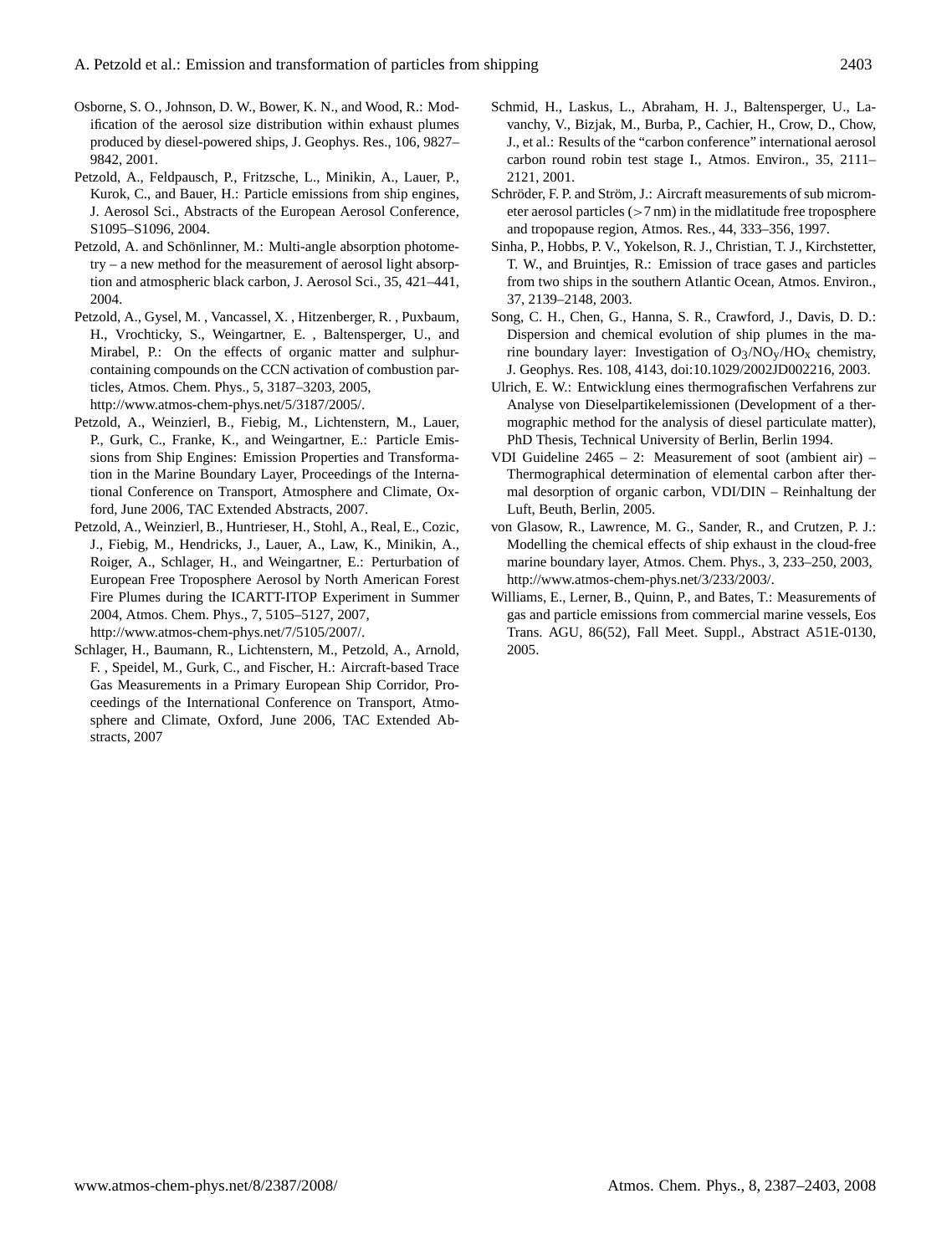Osborne, S. O., Johnson, D. W., Bower, K. N., and Wood, R.: Modification of the aerosol size distribution within exhaust plumes produced by diesel-powered ships, J. Geophys. Res., 106, 9827–9842, 2001.

Petzold, A., Feldpausch, P., Fritzsche, L., Minikin, A., Lauer, P., Kurok, C., and Bauer, H.: Particle emissions from ship engines, J. Aerosol Sci., Abstracts of the European Aerosol Conference, S1095–S1096, 2004.

Petzold, A. and Schönlinner, M.: Multi-angle absorption photometry – a new method for the measurement of aerosol light absorption and atmospheric black carbon, J. Aerosol Sci., 35, 421–441, 2004.

Petzold, A., Gysel, M. , Vancassel, X. , Hitzenberger, R. , Puxbaum, H., Vrochticky, S., Weingartner, E. , Baltensperger, U., and Mirabel, P.: On the effects of organic matter and sulphur-containing compounds on the CCN activation of combustion particles, Atmos. Chem. Phys., 5, 3187–3203, 2005, http://www.atmos-chem-phys.net/5/3187/2005/.

Petzold, A., Weinzierl, B., Fiebig, M., Lichtenstern, M., Lauer, P., Gurk, C., Franke, K., and Weingartner, E.: Particle Emissions from Ship Engines: Emission Properties and Transformation in the Marine Boundary Layer, Proceedings of the International Conference on Transport, Atmosphere and Climate, Oxford, June 2006, TAC Extended Abstracts, 2007.

Petzold, A., Weinzierl, B., Huntrieser, H., Stohl, A., Real, E., Cozic, J., Fiebig, M., Hendricks, J., Lauer, A., Law, K., Minikin, A., Roiger, A., Schlager, H., and Weingartner, E.: Perturbation of European Free Troposphere Aerosol by North American Forest Fire Plumes during the ICARTT-ITOP Experiment in Summer 2004, Atmos. Chem. Phys., 7, 5105–5127, 2007, http://www.atmos-chem-phys.net/7/5105/2007/.

Schlager, H., Baumann, R., Lichtenstern, M., Petzold, A., Arnold, F. , Speidel, M., Gurk, C., and Fischer, H.: Aircraft-based Trace Gas Measurements in a Primary European Ship Corridor, Proceedings of the International Conference on Transport, Atmosphere and Climate, Oxford, June 2006, TAC Extended Abstracts, 2007

Schmid, H., Laskus, L., Abraham, H. J., Baltensperger, U., Lavanchy, V., Bizjak, M., Burba, P., Cachier, H., Crow, D., Chow, J., et al.: Results of the "carbon conference" international aerosol carbon round robin test stage I., Atmos. Environ., 35, 2111–2121, 2001.

Schröder, F. P. and Ström, J.: Aircraft measurements of sub micrometer aerosol particles (>7 nm) in the midlatitude free troposphere and tropopause region, Atmos. Res., 44, 333–356, 1997.

Sinha, P., Hobbs, P. V., Yokelson, R. J., Christian, T. J., Kirchstetter, T. W., and Bruintjes, R.: Emission of trace gases and particles from two ships in the southern Atlantic Ocean, Atmos. Environ., 37, 2139–2148, 2003.

Song, C. H., Chen, G., Hanna, S. R., Crawford, J., Davis, D. D.: Dispersion and chemical evolution of ship plumes in the marine boundary layer: Investigation of $O_3/NO_y/HO_x$ chemistry, J. Geophys. Res. 108, 4143, doi:10.1029/2002JD002216, 2003.

Ulrich, E. W.: Entwicklung eines thermografischen Verfahrens zur Analyse von Dieselpartikelemissionen (Development of a thermographic method for the analysis of diesel particulate matter), PhD Thesis, Technical University of Berlin, Berlin 1994.

VDI Guideline 2465 – 2: Measurement of soot (ambient air) – Thermographical determination of elemental carbon after thermal desorption of organic carbon, VDI/DIN – Reinhaltung der Luft, Beuth, Berlin, 2005.

von Glasow, R., Lawrence, M. G., Sander, R., and Crutzen, P. J.: Modelling the chemical effects of ship exhaust in the cloud-free marine boundary layer, Atmos. Chem. Phys., 3, 233–250, 2003, http://www.atmos-chem-phys.net/3/233/2003/.

Williams, E., Lerner, B., Quinn, P., and Bates, T.: Measurements of gas and particle emissions from commercial marine vessels, Eos Trans. AGU, 86(52), Fall Meet. Suppl., Abstract A51E-0130, 2005.